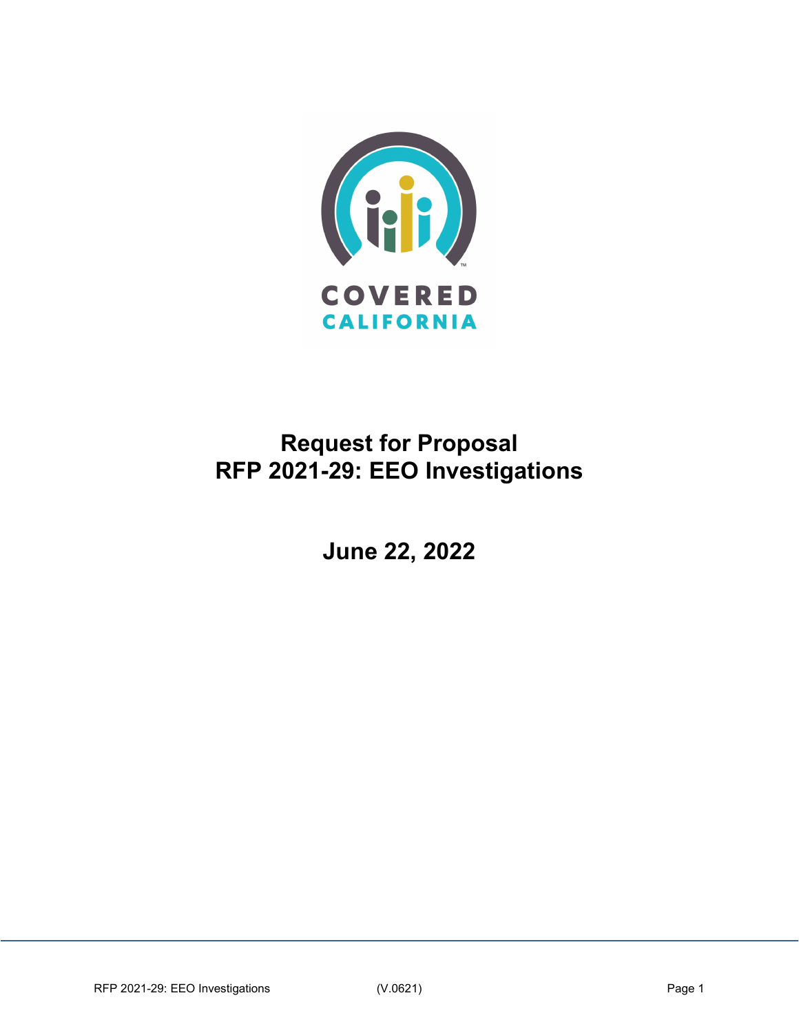COVERED CALIFORNIA

# Request for Proposal
# RFP 2021-29: EEO Investigations

## June 22, 2022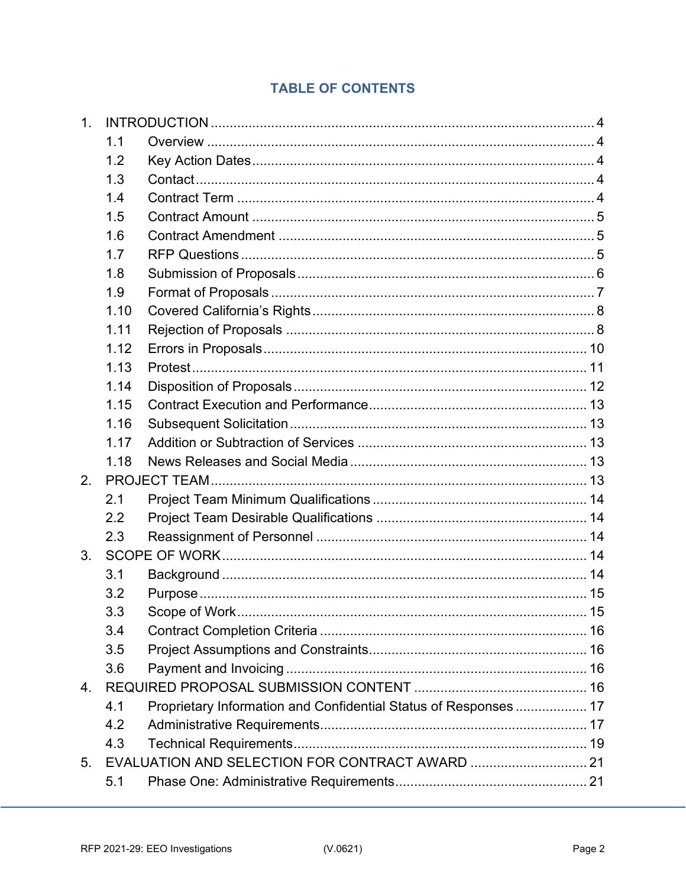## TABLE OF CONTENTS

1. INTRODUCTION ..................................................................................................... 4
   - 1.1 Overview ..................................................................................................... 4
   - 1.2 Key Action Dates .......................................................................................... 4
   - 1.3 Contact ........................................................................................................ 4
   - 1.4 Contract Term .............................................................................................. 4
   - 1.5 Contract Amount .......................................................................................... 5
   - 1.6 Contract Amendment ................................................................................... 5
   - 1.7 RFP Questions ............................................................................................. 5
   - 1.8 Submission of Proposals .............................................................................. 6
   - 1.9 Format of Proposals ..................................................................................... 7
   - 1.10 Covered California's Rights .......................................................................... 8
   - 1.11 Rejection of Proposals ................................................................................. 8
   - 1.12 Errors in Proposals ..................................................................................... 10
   - 1.13 Protest ....................................................................................................... 11
   - 1.14 Disposition of Proposals ............................................................................. 12
   - 1.15 Contract Execution and Performance .......................................................... 13
   - 1.16 Subsequent Solicitation .............................................................................. 13
   - 1.17 Addition or Subtraction of Services ............................................................ 13
   - 1.18 News Releases and Social Media .............................................................. 13
2. PROJECT TEAM .................................................................................................. 13
   - 2.1 Project Team Minimum Qualifications ......................................................... 14
   - 2.2 Project Team Desirable Qualifications ........................................................ 14
   - 2.3 Reassignment of Personnel ....................................................................... 14
3. SCOPE OF WORK ................................................................................................ 14
   - 3.1 Background ................................................................................................ 14
   - 3.2 Purpose ...................................................................................................... 15
   - 3.3 Scope of Work ............................................................................................ 15
   - 3.4 Contract Completion Criteria ...................................................................... 16
   - 3.5 Project Assumptions and Constraints .......................................................... 16
   - 3.6 Payment and Invoicing ............................................................................... 16
4. REQUIRED PROPOSAL SUBMISSION CONTENT ............................................. 16
   - 4.1 Proprietary Information and Confidential Status of Responses ................... 17
   - 4.2 Administrative Requirements ...................................................................... 17
   - 4.3 Technical Requirements ............................................................................. 19
5. EVALUATION AND SELECTION FOR CONTRACT AWARD ............................... 21
   - 5.1 Phase One: Administrative Requirements .................................................. 21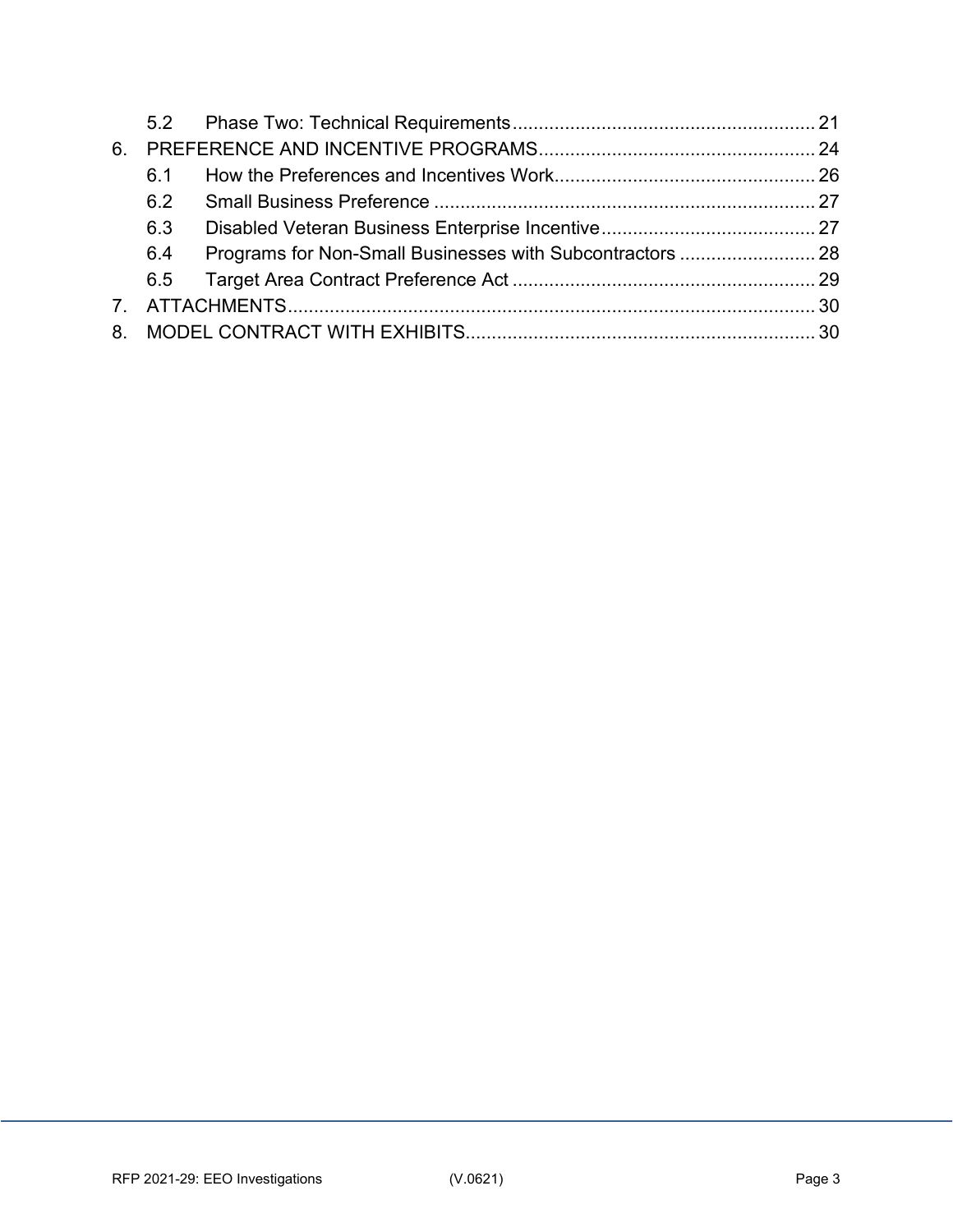5.2 Phase Two: Technical Requirements ..... 21

6. PREFERENCE AND INCENTIVE PROGRAMS ..... 24

   6.1 How the Preferences and Incentives Work ..... 26

   6.2 Small Business Preference ..... 27

   6.3 Disabled Veteran Business Enterprise Incentive ..... 27

   6.4 Programs for Non-Small Businesses with Subcontractors ..... 28

   6.5 Target Area Contract Preference Act ..... 29

7. ATTACHMENTS ..... 30

8. MODEL CONTRACT WITH EXHIBITS ..... 30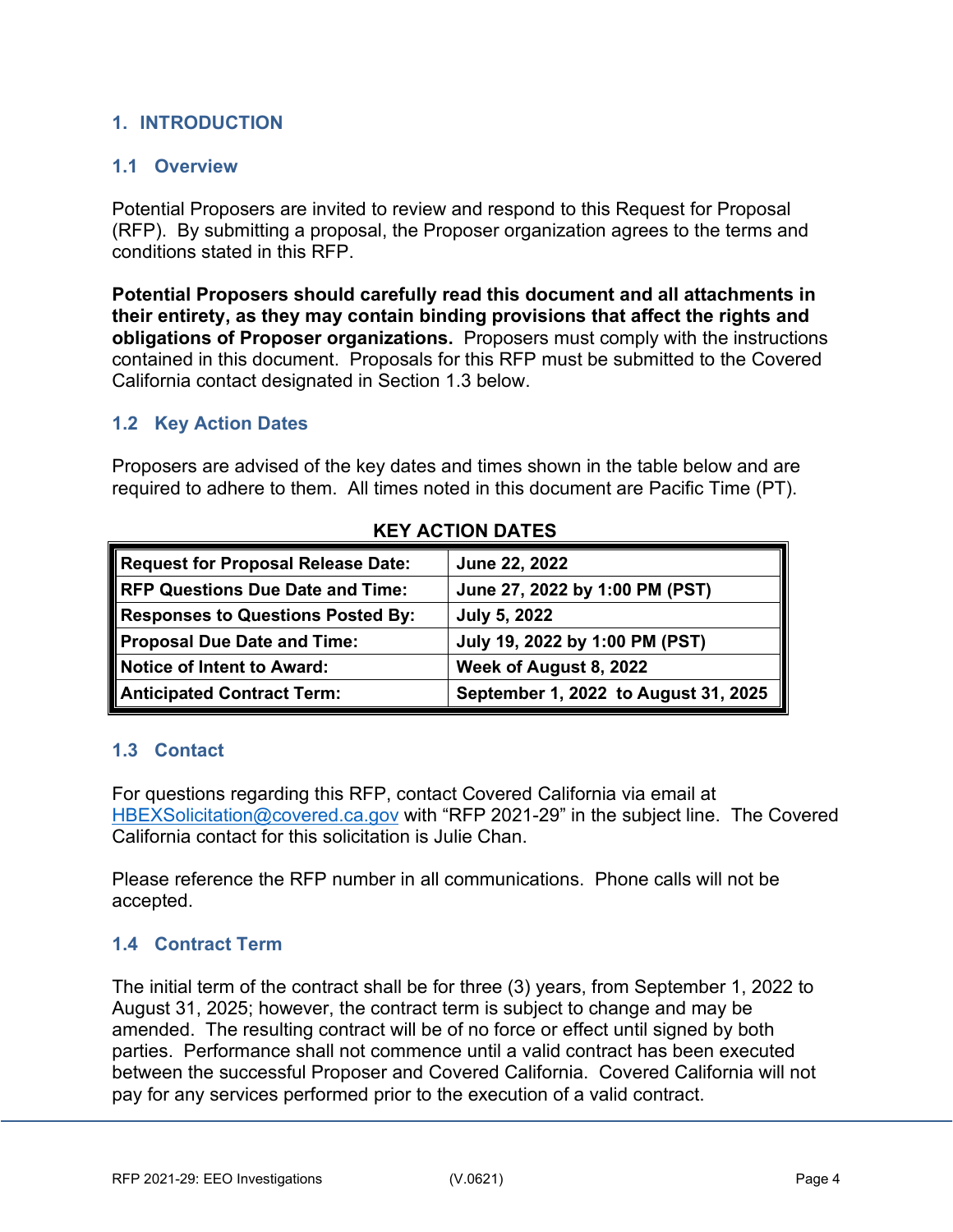# 1. INTRODUCTION

## 1.1 Overview

Potential Proposers are invited to review and respond to this Request for Proposal (RFP). By submitting a proposal, the Proposer organization agrees to the terms and conditions stated in this RFP.

**Potential Proposers should carefully read this document and all attachments in their entirety, as they may contain binding provisions that affect the rights and obligations of Proposer organizations.** Proposers must comply with the instructions contained in this document. Proposals for this RFP must be submitted to the Covered California contact designated in Section 1.3 below.

## 1.2 Key Action Dates

Proposers are advised of the key dates and times shown in the table below and are required to adhere to them. All times noted in this document are Pacific Time (PT).

**KEY ACTION DATES**

| | |
|---|---|
| **Request for Proposal Release Date:** | **June 22, 2022** |
| **RFP Questions Due Date and Time:** | **June 27, 2022 by 1:00 PM (PST)** |
| **Responses to Questions Posted By:** | **July 5, 2022** |
| **Proposal Due Date and Time:** | **July 19, 2022 by 1:00 PM (PST)** |
| **Notice of Intent to Award:** | **Week of August 8, 2022** |
| **Anticipated Contract Term:** | **September 1, 2022 to August 31, 2025** |

## 1.3 Contact

For questions regarding this RFP, contact Covered California via email at HBEXSolicitation@covered.ca.gov with "RFP 2021-29" in the subject line. The Covered California contact for this solicitation is Julie Chan.

Please reference the RFP number in all communications. Phone calls will not be accepted.

## 1.4 Contract Term

The initial term of the contract shall be for three (3) years, from September 1, 2022 to August 31, 2025; however, the contract term is subject to change and may be amended. The resulting contract will be of no force or effect until signed by both parties. Performance shall not commence until a valid contract has been executed between the successful Proposer and Covered California. Covered California will not pay for any services performed prior to the execution of a valid contract.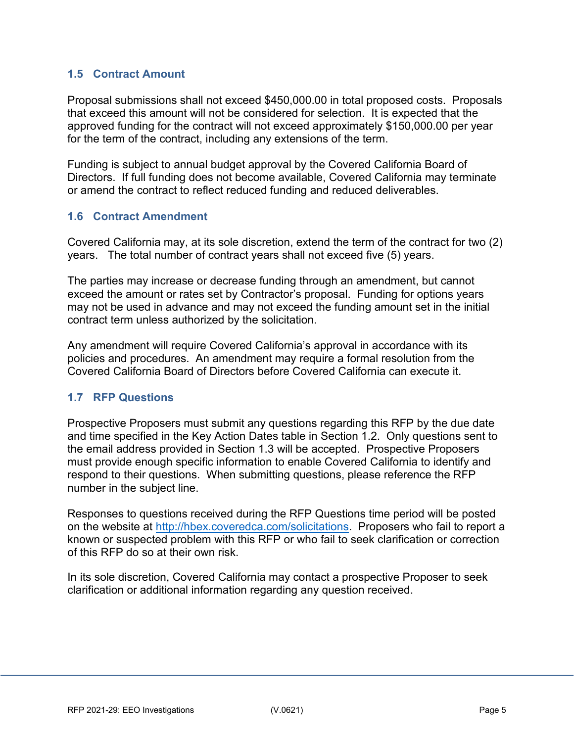### 1.5 Contract Amount

Proposal submissions shall not exceed $450,000.00 in total proposed costs. Proposals that exceed this amount will not be considered for selection. It is expected that the approved funding for the contract will not exceed approximately $150,000.00 per year for the term of the contract, including any extensions of the term.

Funding is subject to annual budget approval by the Covered California Board of Directors. If full funding does not become available, Covered California may terminate or amend the contract to reflect reduced funding and reduced deliverables.

### 1.6 Contract Amendment

Covered California may, at its sole discretion, extend the term of the contract for two (2) years. The total number of contract years shall not exceed five (5) years.

The parties may increase or decrease funding through an amendment, but cannot exceed the amount or rates set by Contractor's proposal. Funding for options years may not be used in advance and may not exceed the funding amount set in the initial contract term unless authorized by the solicitation.

Any amendment will require Covered California's approval in accordance with its policies and procedures. An amendment may require a formal resolution from the Covered California Board of Directors before Covered California can execute it.

### 1.7 RFP Questions

Prospective Proposers must submit any questions regarding this RFP by the due date and time specified in the Key Action Dates table in Section 1.2. Only questions sent to the email address provided in Section 1.3 will be accepted. Prospective Proposers must provide enough specific information to enable Covered California to identify and respond to their questions. When submitting questions, please reference the RFP number in the subject line.

Responses to questions received during the RFP Questions time period will be posted on the website at [http://hbex.coveredca.com/solicitations](http://hbex.coveredca.com/solicitations). Proposers who fail to report a known or suspected problem with this RFP or who fail to seek clarification or correction of this RFP do so at their own risk.

In its sole discretion, Covered California may contact a prospective Proposer to seek clarification or additional information regarding any question received.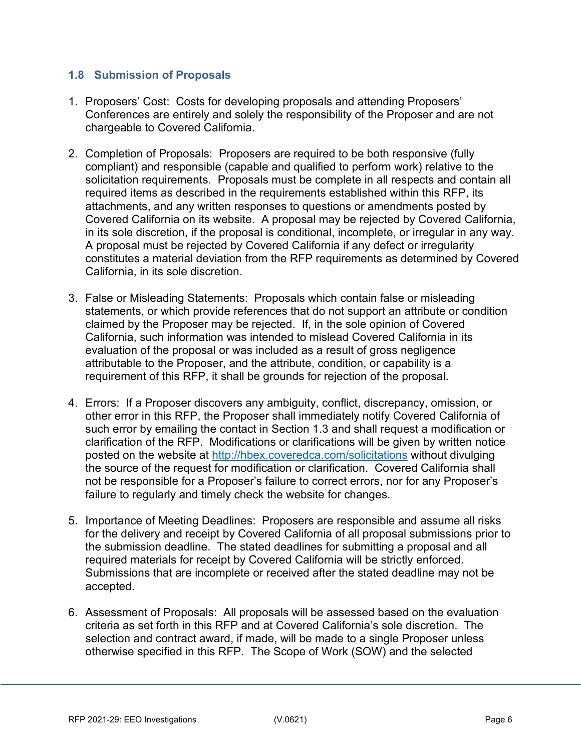### 1.8 Submission of Proposals

1. Proposers' Cost: Costs for developing proposals and attending Proposers' Conferences are entirely and solely the responsibility of the Proposer and are not chargeable to Covered California.

2. Completion of Proposals: Proposers are required to be both responsive (fully compliant) and responsible (capable and qualified to perform work) relative to the solicitation requirements. Proposals must be complete in all respects and contain all required items as described in the requirements established within this RFP, its attachments, and any written responses to questions or amendments posted by Covered California on its website. A proposal may be rejected by Covered California, in its sole discretion, if the proposal is conditional, incomplete, or irregular in any way. A proposal must be rejected by Covered California if any defect or irregularity constitutes a material deviation from the RFP requirements as determined by Covered California, in its sole discretion.

3. False or Misleading Statements: Proposals which contain false or misleading statements, or which provide references that do not support an attribute or condition claimed by the Proposer may be rejected. If, in the sole opinion of Covered California, such information was intended to mislead Covered California in its evaluation of the proposal or was included as a result of gross negligence attributable to the Proposer, and the attribute, condition, or capability is a requirement of this RFP, it shall be grounds for rejection of the proposal.

4. Errors: If a Proposer discovers any ambiguity, conflict, discrepancy, omission, or other error in this RFP, the Proposer shall immediately notify Covered California of such error by emailing the contact in Section 1.3 and shall request a modification or clarification of the RFP. Modifications or clarifications will be given by written notice posted on the website at [http://hbex.coveredca.com/solicitations](http://hbex.coveredca.com/solicitations) without divulging the source of the request for modification or clarification. Covered California shall not be responsible for a Proposer's failure to correct errors, nor for any Proposer's failure to regularly and timely check the website for changes.

5. Importance of Meeting Deadlines: Proposers are responsible and assume all risks for the delivery and receipt by Covered California of all proposal submissions prior to the submission deadline. The stated deadlines for submitting a proposal and all required materials for receipt by Covered California will be strictly enforced. Submissions that are incomplete or received after the stated deadline may not be accepted.

6. Assessment of Proposals: All proposals will be assessed based on the evaluation criteria as set forth in this RFP and at Covered California's sole discretion. The selection and contract award, if made, will be made to a single Proposer unless otherwise specified in this RFP. The Scope of Work (SOW) and the selected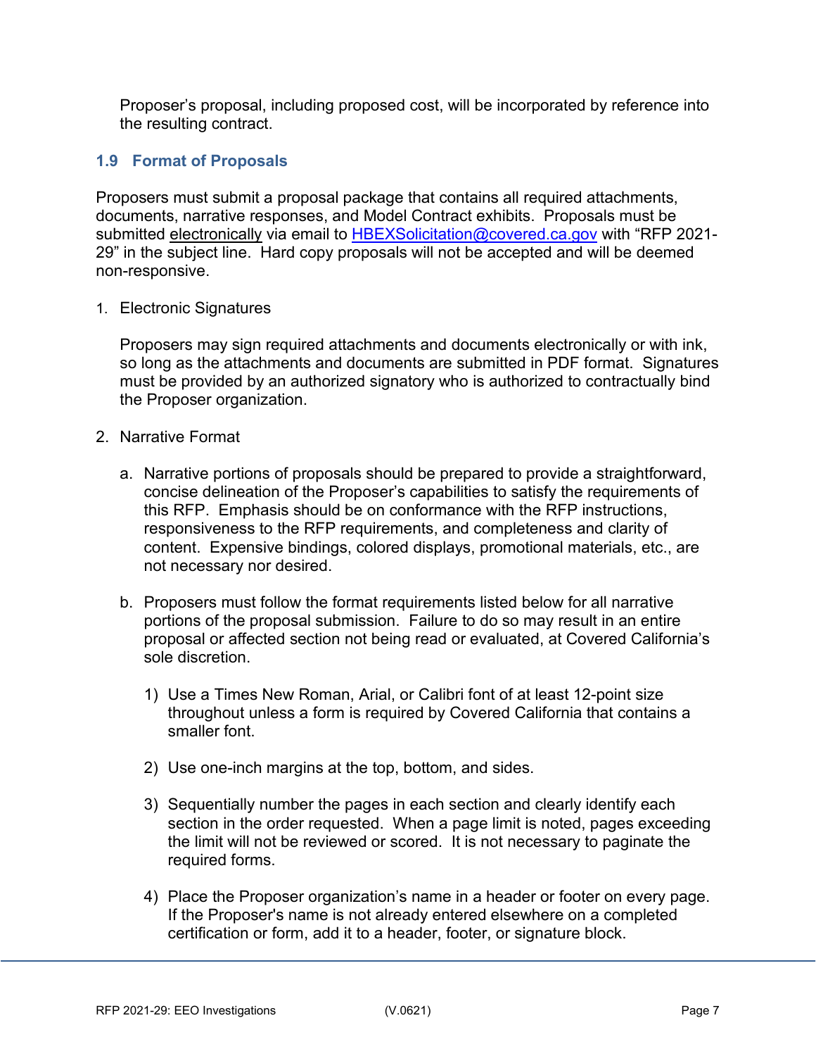Proposer's proposal, including proposed cost, will be incorporated by reference into the resulting contract.

### 1.9 Format of Proposals

Proposers must submit a proposal package that contains all required attachments, documents, narrative responses, and Model Contract exhibits. Proposals must be submitted electronically via email to HBEXSolicitation@covered.ca.gov with "RFP 2021-29" in the subject line. Hard copy proposals will not be accepted and will be deemed non-responsive.

1. Electronic Signatures

   Proposers may sign required attachments and documents electronically or with ink, so long as the attachments and documents are submitted in PDF format. Signatures must be provided by an authorized signatory who is authorized to contractually bind the Proposer organization.

2. Narrative Format

   a. Narrative portions of proposals should be prepared to provide a straightforward, concise delineation of the Proposer's capabilities to satisfy the requirements of this RFP. Emphasis should be on conformance with the RFP instructions, responsiveness to the RFP requirements, and completeness and clarity of content. Expensive bindings, colored displays, promotional materials, etc., are not necessary nor desired.

   b. Proposers must follow the format requirements listed below for all narrative portions of the proposal submission. Failure to do so may result in an entire proposal or affected section not being read or evaluated, at Covered California's sole discretion.

      1) Use a Times New Roman, Arial, or Calibri font of at least 12-point size throughout unless a form is required by Covered California that contains a smaller font.

      2) Use one-inch margins at the top, bottom, and sides.

      3) Sequentially number the pages in each section and clearly identify each section in the order requested. When a page limit is noted, pages exceeding the limit will not be reviewed or scored. It is not necessary to paginate the required forms.

      4) Place the Proposer organization's name in a header or footer on every page. If the Proposer's name is not already entered elsewhere on a completed certification or form, add it to a header, footer, or signature block.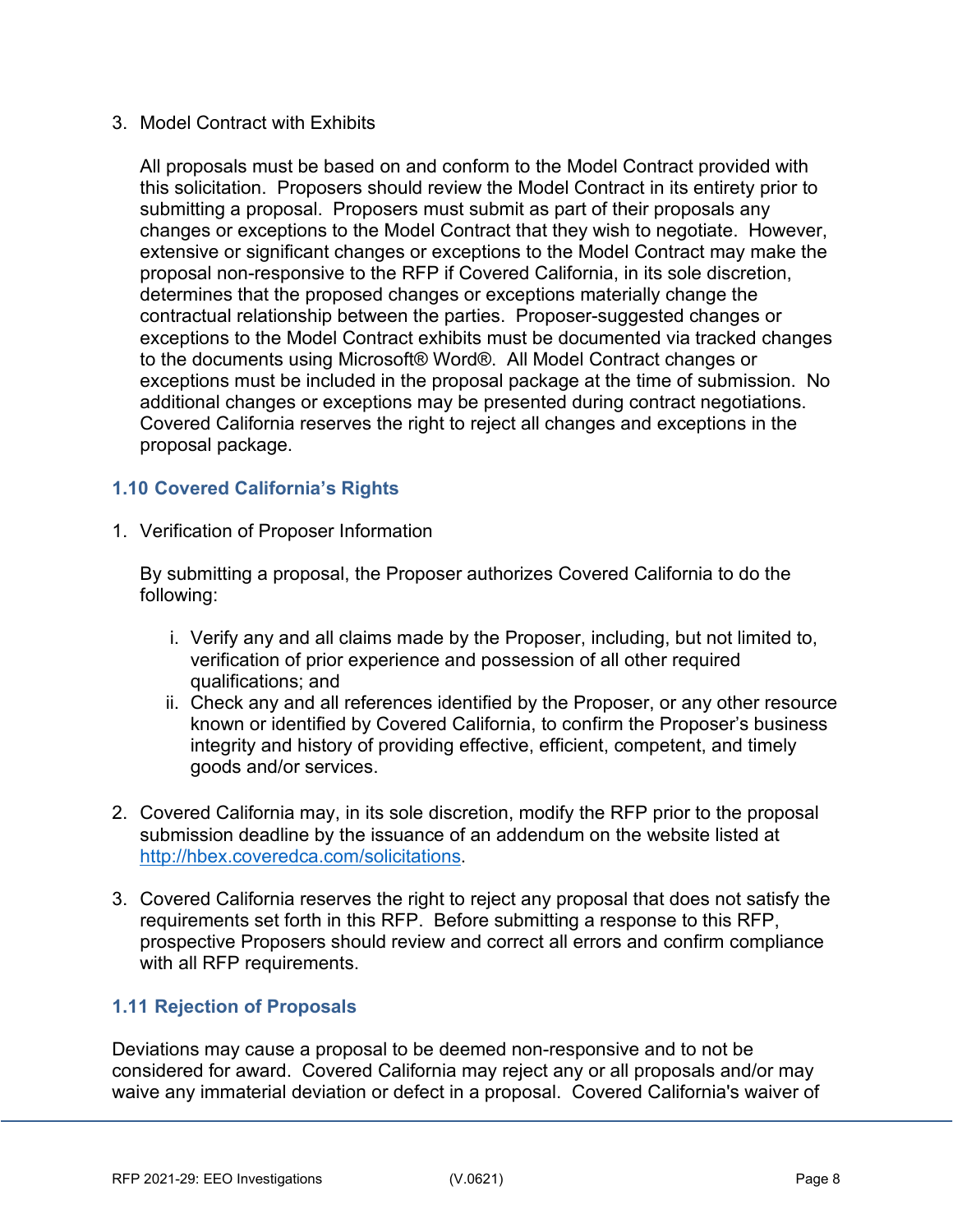3. Model Contract with Exhibits

   All proposals must be based on and conform to the Model Contract provided with this solicitation. Proposers should review the Model Contract in its entirety prior to submitting a proposal. Proposers must submit as part of their proposals any changes or exceptions to the Model Contract that they wish to negotiate. However, extensive or significant changes or exceptions to the Model Contract may make the proposal non-responsive to the RFP if Covered California, in its sole discretion, determines that the proposed changes or exceptions materially change the contractual relationship between the parties. Proposer-suggested changes or exceptions to the Model Contract exhibits must be documented via tracked changes to the documents using Microsoft® Word®. All Model Contract changes or exceptions must be included in the proposal package at the time of submission. No additional changes or exceptions may be presented during contract negotiations. Covered California reserves the right to reject all changes and exceptions in the proposal package.

### 1.10 Covered California's Rights

1. Verification of Proposer Information

   By submitting a proposal, the Proposer authorizes Covered California to do the following:

   i. Verify any and all claims made by the Proposer, including, but not limited to, verification of prior experience and possession of all other required qualifications; and
   ii. Check any and all references identified by the Proposer, or any other resource known or identified by Covered California, to confirm the Proposer's business integrity and history of providing effective, efficient, competent, and timely goods and/or services.

2. Covered California may, in its sole discretion, modify the RFP prior to the proposal submission deadline by the issuance of an addendum on the website listed at http://hbex.coveredca.com/solicitations.

3. Covered California reserves the right to reject any proposal that does not satisfy the requirements set forth in this RFP. Before submitting a response to this RFP, prospective Proposers should review and correct all errors and confirm compliance with all RFP requirements.

### 1.11 Rejection of Proposals

Deviations may cause a proposal to be deemed non-responsive and to not be considered for award. Covered California may reject any or all proposals and/or may waive any immaterial deviation or defect in a proposal. Covered California's waiver of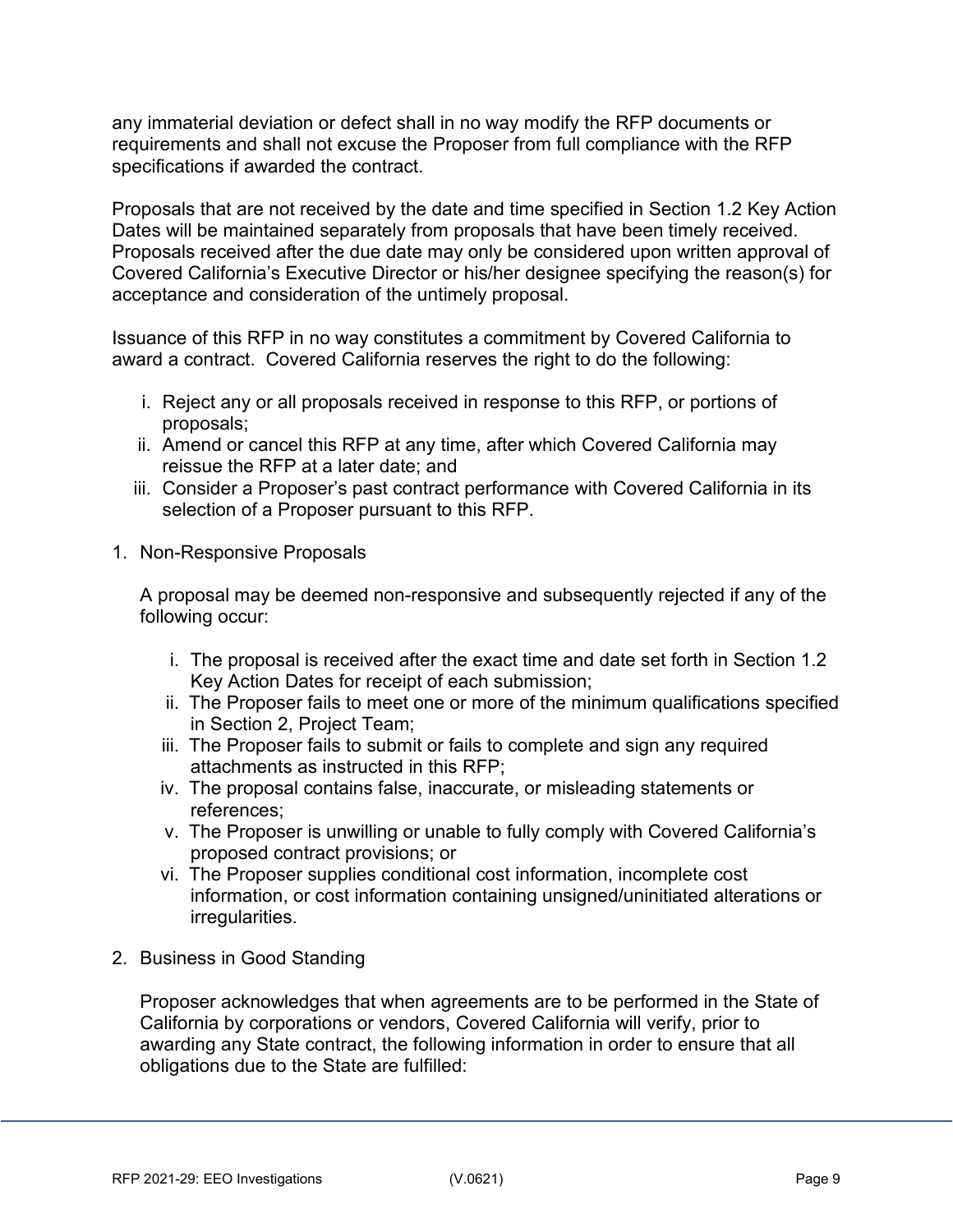any immaterial deviation or defect shall in no way modify the RFP documents or requirements and shall not excuse the Proposer from full compliance with the RFP specifications if awarded the contract.

Proposals that are not received by the date and time specified in Section 1.2 Key Action Dates will be maintained separately from proposals that have been timely received. Proposals received after the due date may only be considered upon written approval of Covered California's Executive Director or his/her designee specifying the reason(s) for acceptance and consideration of the untimely proposal.

Issuance of this RFP in no way constitutes a commitment by Covered California to award a contract. Covered California reserves the right to do the following:

i. Reject any or all proposals received in response to this RFP, or portions of proposals;
ii. Amend or cancel this RFP at any time, after which Covered California may reissue the RFP at a later date; and
iii. Consider a Proposer's past contract performance with Covered California in its selection of a Proposer pursuant to this RFP.

1. Non-Responsive Proposals

   A proposal may be deemed non-responsive and subsequently rejected if any of the following occur:

   i. The proposal is received after the exact time and date set forth in Section 1.2 Key Action Dates for receipt of each submission;
   ii. The Proposer fails to meet one or more of the minimum qualifications specified in Section 2, Project Team;
   iii. The Proposer fails to submit or fails to complete and sign any required attachments as instructed in this RFP;
   iv. The proposal contains false, inaccurate, or misleading statements or references;
   v. The Proposer is unwilling or unable to fully comply with Covered California's proposed contract provisions; or
   vi. The Proposer supplies conditional cost information, incomplete cost information, or cost information containing unsigned/uninitiated alterations or irregularities.

2. Business in Good Standing

   Proposer acknowledges that when agreements are to be performed in the State of California by corporations or vendors, Covered California will verify, prior to awarding any State contract, the following information in order to ensure that all obligations due to the State are fulfilled: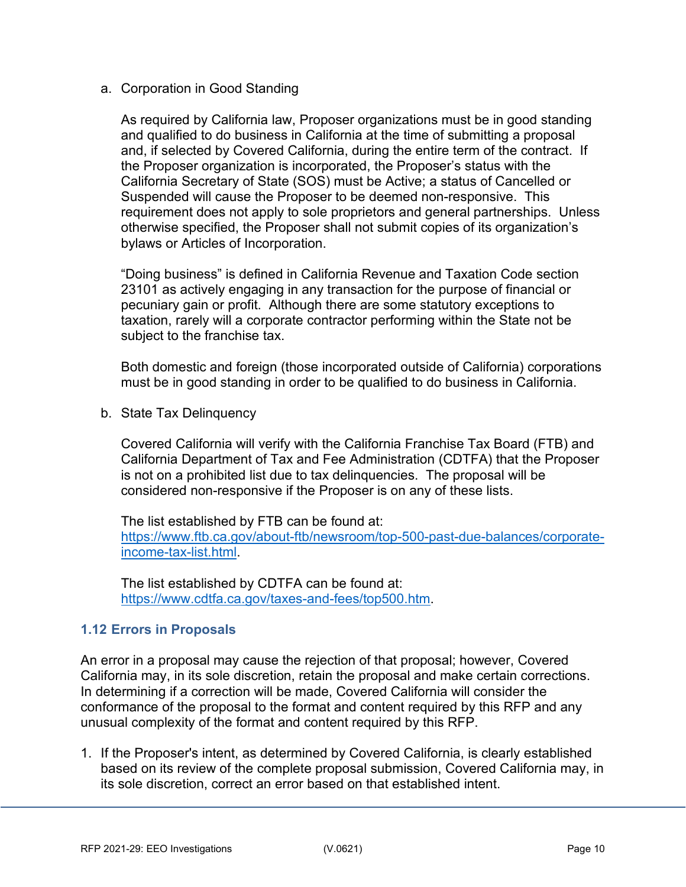a. Corporation in Good Standing

   As required by California law, Proposer organizations must be in good standing and qualified to do business in California at the time of submitting a proposal and, if selected by Covered California, during the entire term of the contract. If the Proposer organization is incorporated, the Proposer's status with the California Secretary of State (SOS) must be Active; a status of Cancelled or Suspended will cause the Proposer to be deemed non-responsive. This requirement does not apply to sole proprietors and general partnerships. Unless otherwise specified, the Proposer shall not submit copies of its organization's bylaws or Articles of Incorporation.

   "Doing business" is defined in California Revenue and Taxation Code section 23101 as actively engaging in any transaction for the purpose of financial or pecuniary gain or profit. Although there are some statutory exceptions to taxation, rarely will a corporate contractor performing within the State not be subject to the franchise tax.

   Both domestic and foreign (those incorporated outside of California) corporations must be in good standing in order to be qualified to do business in California.

b. State Tax Delinquency

   Covered California will verify with the California Franchise Tax Board (FTB) and California Department of Tax and Fee Administration (CDTFA) that the Proposer is not on a prohibited list due to tax delinquencies. The proposal will be considered non-responsive if the Proposer is on any of these lists.

   The list established by FTB can be found at: https://www.ftb.ca.gov/about-ftb/newsroom/top-500-past-due-balances/corporate-income-tax-list.html.

   The list established by CDTFA can be found at: https://www.cdtfa.ca.gov/taxes-and-fees/top500.htm.

### 1.12 Errors in Proposals

An error in a proposal may cause the rejection of that proposal; however, Covered California may, in its sole discretion, retain the proposal and make certain corrections. In determining if a correction will be made, Covered California will consider the conformance of the proposal to the format and content required by this RFP and any unusual complexity of the format and content required by this RFP.

1. If the Proposer's intent, as determined by Covered California, is clearly established based on its review of the complete proposal submission, Covered California may, in its sole discretion, correct an error based on that established intent.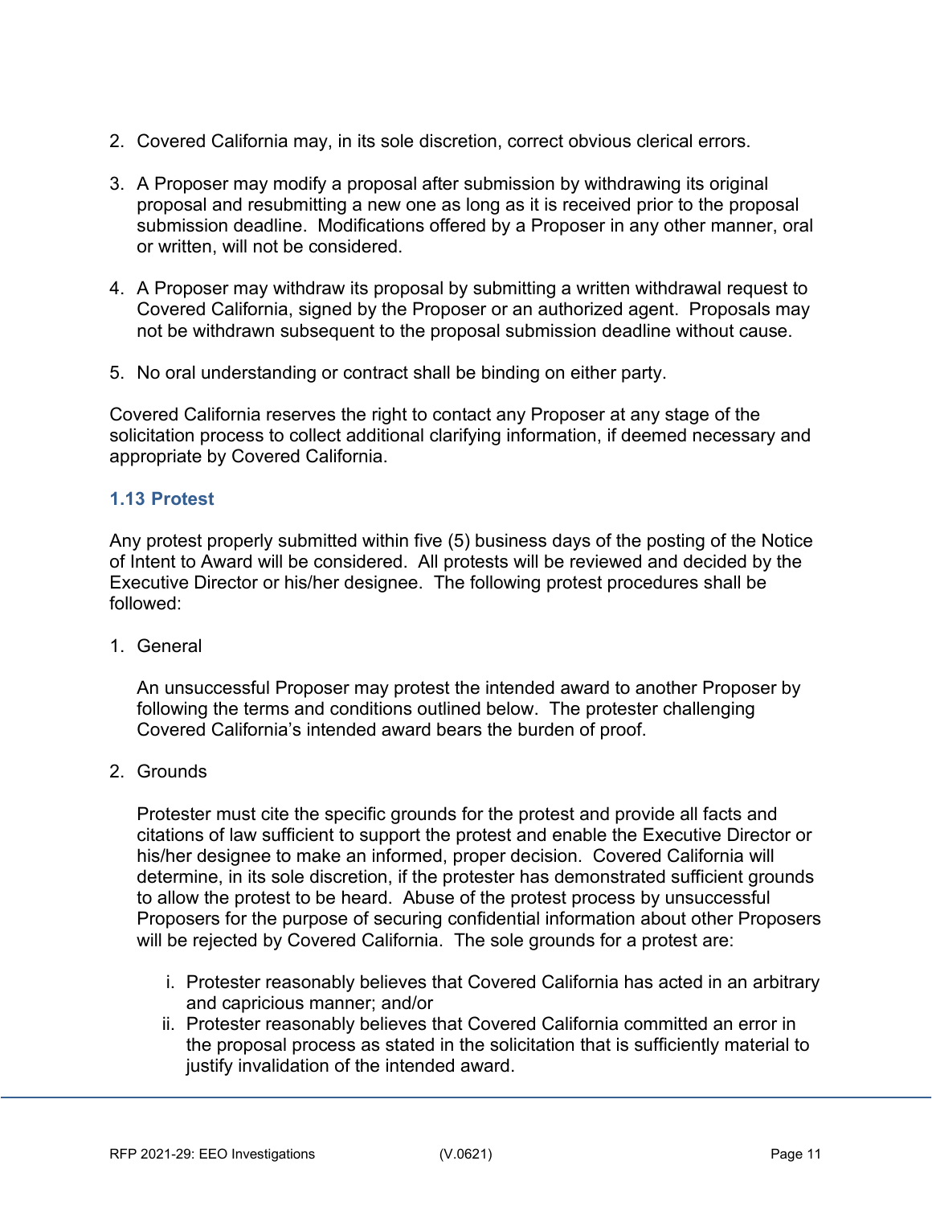2. Covered California may, in its sole discretion, correct obvious clerical errors.

3. A Proposer may modify a proposal after submission by withdrawing its original proposal and resubmitting a new one as long as it is received prior to the proposal submission deadline. Modifications offered by a Proposer in any other manner, oral or written, will not be considered.

4. A Proposer may withdraw its proposal by submitting a written withdrawal request to Covered California, signed by the Proposer or an authorized agent. Proposals may not be withdrawn subsequent to the proposal submission deadline without cause.

5. No oral understanding or contract shall be binding on either party.

Covered California reserves the right to contact any Proposer at any stage of the solicitation process to collect additional clarifying information, if deemed necessary and appropriate by Covered California.

### 1.13 Protest

Any protest properly submitted within five (5) business days of the posting of the Notice of Intent to Award will be considered. All protests will be reviewed and decided by the Executive Director or his/her designee. The following protest procedures shall be followed:

1. General

   An unsuccessful Proposer may protest the intended award to another Proposer by following the terms and conditions outlined below. The protester challenging Covered California's intended award bears the burden of proof.

2. Grounds

   Protester must cite the specific grounds for the protest and provide all facts and citations of law sufficient to support the protest and enable the Executive Director or his/her designee to make an informed, proper decision. Covered California will determine, in its sole discretion, if the protester has demonstrated sufficient grounds to allow the protest to be heard. Abuse of the protest process by unsuccessful Proposers for the purpose of securing confidential information about other Proposers will be rejected by Covered California. The sole grounds for a protest are:

   i. Protester reasonably believes that Covered California has acted in an arbitrary and capricious manner; and/or
   ii. Protester reasonably believes that Covered California committed an error in the proposal process as stated in the solicitation that is sufficiently material to justify invalidation of the intended award.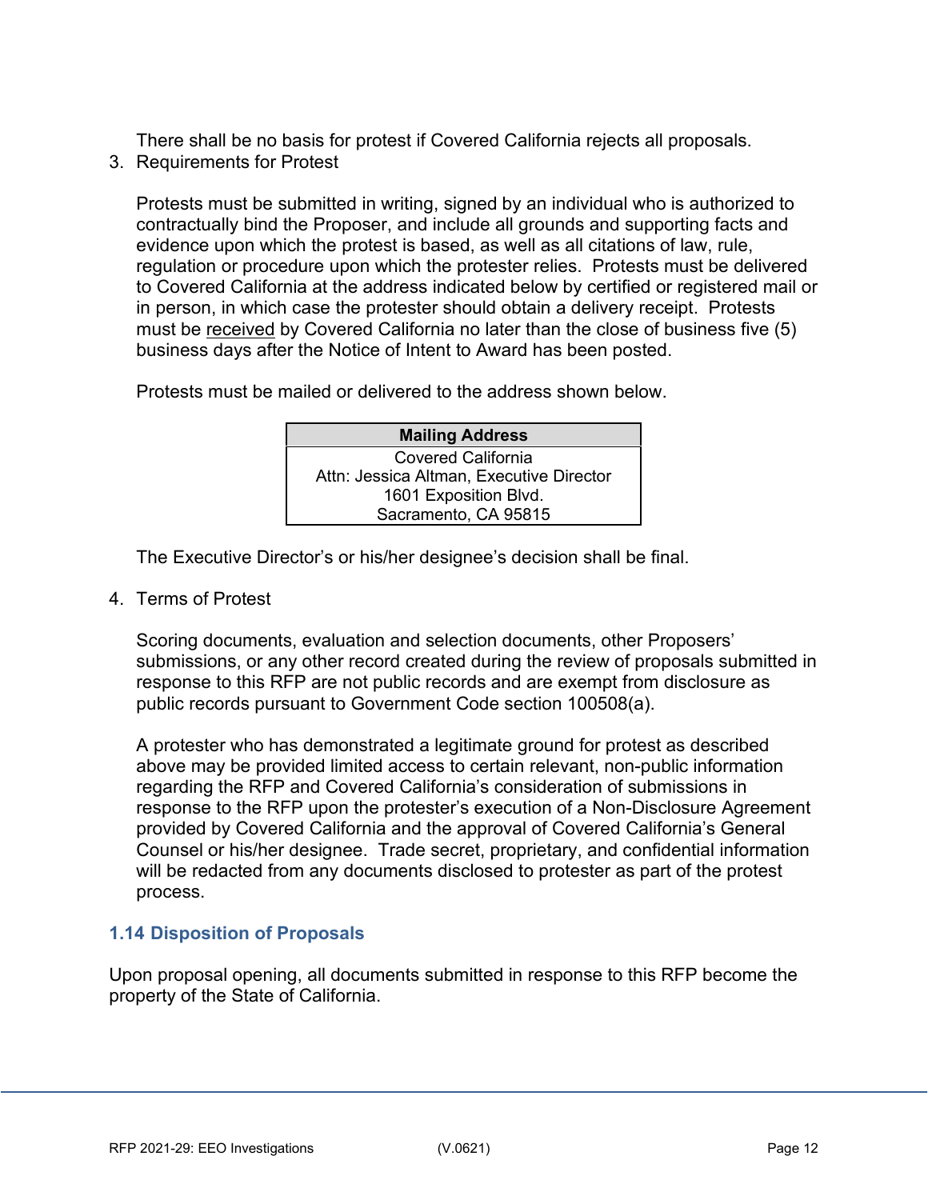There shall be no basis for protest if Covered California rejects all proposals.

3. Requirements for Protest

   Protests must be submitted in writing, signed by an individual who is authorized to contractually bind the Proposer, and include all grounds and supporting facts and evidence upon which the protest is based, as well as all citations of law, rule, regulation or procedure upon which the protester relies. Protests must be delivered to Covered California at the address indicated below by certified or registered mail or in person, in which case the protester should obtain a delivery receipt. Protests must be received by Covered California no later than the close of business five (5) business days after the Notice of Intent to Award has been posted.

   Protests must be mailed or delivered to the address shown below.

| Mailing Address |
| --- |
| Covered California<br>Attn: Jessica Altman, Executive Director<br>1601 Exposition Blvd.<br>Sacramento, CA 95815 |

   The Executive Director's or his/her designee's decision shall be final.

4. Terms of Protest

   Scoring documents, evaluation and selection documents, other Proposers' submissions, or any other record created during the review of proposals submitted in response to this RFP are not public records and are exempt from disclosure as public records pursuant to Government Code section 100508(a).

   A protester who has demonstrated a legitimate ground for protest as described above may be provided limited access to certain relevant, non-public information regarding the RFP and Covered California's consideration of submissions in response to the RFP upon the protester's execution of a Non-Disclosure Agreement provided by Covered California and the approval of Covered California's General Counsel or his/her designee. Trade secret, proprietary, and confidential information will be redacted from any documents disclosed to protester as part of the protest process.

### 1.14 Disposition of Proposals

Upon proposal opening, all documents submitted in response to this RFP become the property of the State of California.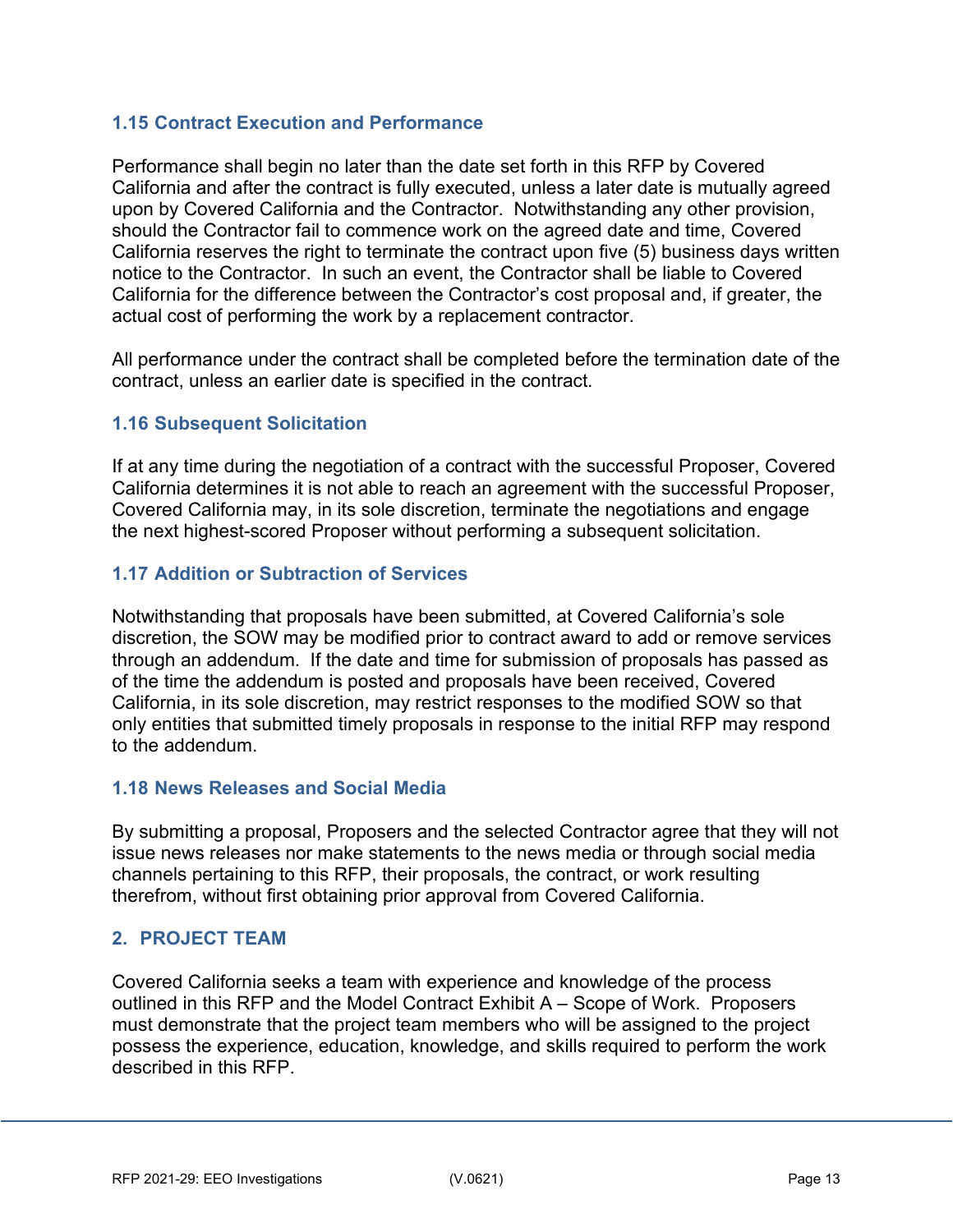### 1.15 Contract Execution and Performance

Performance shall begin no later than the date set forth in this RFP by Covered California and after the contract is fully executed, unless a later date is mutually agreed upon by Covered California and the Contractor. Notwithstanding any other provision, should the Contractor fail to commence work on the agreed date and time, Covered California reserves the right to terminate the contract upon five (5) business days written notice to the Contractor. In such an event, the Contractor shall be liable to Covered California for the difference between the Contractor's cost proposal and, if greater, the actual cost of performing the work by a replacement contractor.

All performance under the contract shall be completed before the termination date of the contract, unless an earlier date is specified in the contract.

### 1.16 Subsequent Solicitation

If at any time during the negotiation of a contract with the successful Proposer, Covered California determines it is not able to reach an agreement with the successful Proposer, Covered California may, in its sole discretion, terminate the negotiations and engage the next highest-scored Proposer without performing a subsequent solicitation.

### 1.17 Addition or Subtraction of Services

Notwithstanding that proposals have been submitted, at Covered California's sole discretion, the SOW may be modified prior to contract award to add or remove services through an addendum. If the date and time for submission of proposals has passed as of the time the addendum is posted and proposals have been received, Covered California, in its sole discretion, may restrict responses to the modified SOW so that only entities that submitted timely proposals in response to the initial RFP may respond to the addendum.

### 1.18 News Releases and Social Media

By submitting a proposal, Proposers and the selected Contractor agree that they will not issue news releases nor make statements to the news media or through social media channels pertaining to this RFP, their proposals, the contract, or work resulting therefrom, without first obtaining prior approval from Covered California.

## 2. PROJECT TEAM

Covered California seeks a team with experience and knowledge of the process outlined in this RFP and the Model Contract Exhibit A – Scope of Work. Proposers must demonstrate that the project team members who will be assigned to the project possess the experience, education, knowledge, and skills required to perform the work described in this RFP.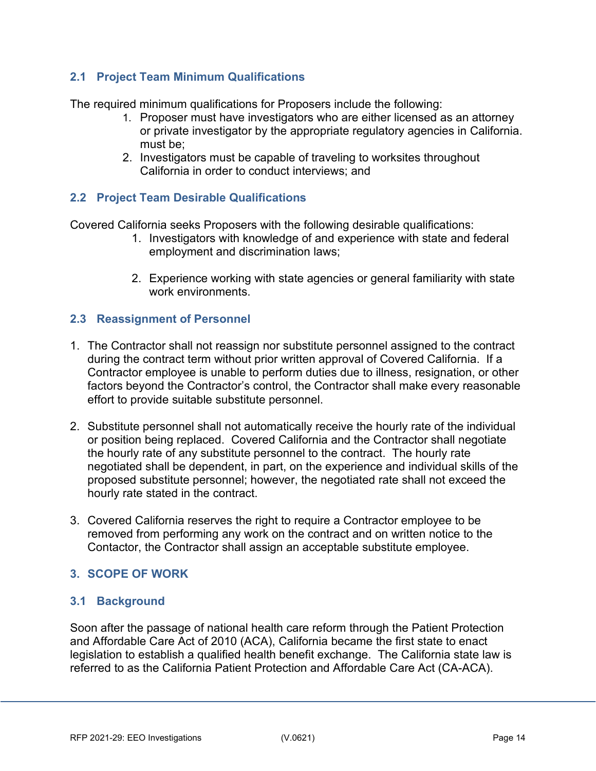### 2.1 Project Team Minimum Qualifications

The required minimum qualifications for Proposers include the following:

1. Proposer must have investigators who are either licensed as an attorney or private investigator by the appropriate regulatory agencies in California. must be;
2. Investigators must be capable of traveling to worksites throughout California in order to conduct interviews; and

### 2.2 Project Team Desirable Qualifications

Covered California seeks Proposers with the following desirable qualifications:

1. Investigators with knowledge of and experience with state and federal employment and discrimination laws;

2. Experience working with state agencies or general familiarity with state work environments.

### 2.3 Reassignment of Personnel

1. The Contractor shall not reassign nor substitute personnel assigned to the contract during the contract term without prior written approval of Covered California. If a Contractor employee is unable to perform duties due to illness, resignation, or other factors beyond the Contractor's control, the Contractor shall make every reasonable effort to provide suitable substitute personnel.

2. Substitute personnel shall not automatically receive the hourly rate of the individual or position being replaced. Covered California and the Contractor shall negotiate the hourly rate of any substitute personnel to the contract. The hourly rate negotiated shall be dependent, in part, on the experience and individual skills of the proposed substitute personnel; however, the negotiated rate shall not exceed the hourly rate stated in the contract.

3. Covered California reserves the right to require a Contractor employee to be removed from performing any work on the contract and on written notice to the Contactor, the Contractor shall assign an acceptable substitute employee.

## 3. SCOPE OF WORK

### 3.1 Background

Soon after the passage of national health care reform through the Patient Protection and Affordable Care Act of 2010 (ACA), California became the first state to enact legislation to establish a qualified health benefit exchange. The California state law is referred to as the California Patient Protection and Affordable Care Act (CA-ACA).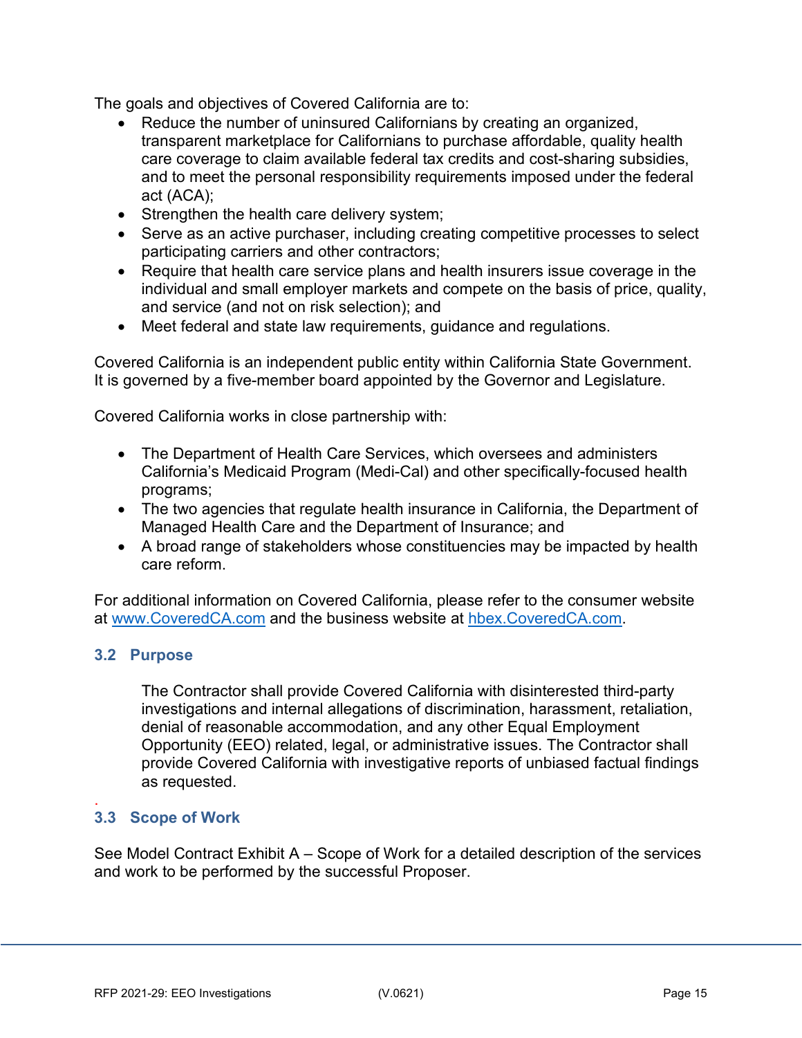The goals and objectives of Covered California are to:

- Reduce the number of uninsured Californians by creating an organized, transparent marketplace for Californians to purchase affordable, quality health care coverage to claim available federal tax credits and cost-sharing subsidies, and to meet the personal responsibility requirements imposed under the federal act (ACA);
- Strengthen the health care delivery system;
- Serve as an active purchaser, including creating competitive processes to select participating carriers and other contractors;
- Require that health care service plans and health insurers issue coverage in the individual and small employer markets and compete on the basis of price, quality, and service (and not on risk selection); and
- Meet federal and state law requirements, guidance and regulations.

Covered California is an independent public entity within California State Government. It is governed by a five-member board appointed by the Governor and Legislature.

Covered California works in close partnership with:

- The Department of Health Care Services, which oversees and administers California's Medicaid Program (Medi-Cal) and other specifically-focused health programs;
- The two agencies that regulate health insurance in California, the Department of Managed Health Care and the Department of Insurance; and
- A broad range of stakeholders whose constituencies may be impacted by health care reform.

For additional information on Covered California, please refer to the consumer website at [www.CoveredCA.com](http://www.CoveredCA.com) and the business website at [hbex.CoveredCA.com](http://hbex.CoveredCA.com).

### 3.2 Purpose

The Contractor shall provide Covered California with disinterested third-party investigations and internal allegations of discrimination, harassment, retaliation, denial of reasonable accommodation, and any other Equal Employment Opportunity (EEO) related, legal, or administrative issues. The Contractor shall provide Covered California with investigative reports of unbiased factual findings as requested.

### 3.3 Scope of Work

See Model Contract Exhibit A – Scope of Work for a detailed description of the services and work to be performed by the successful Proposer.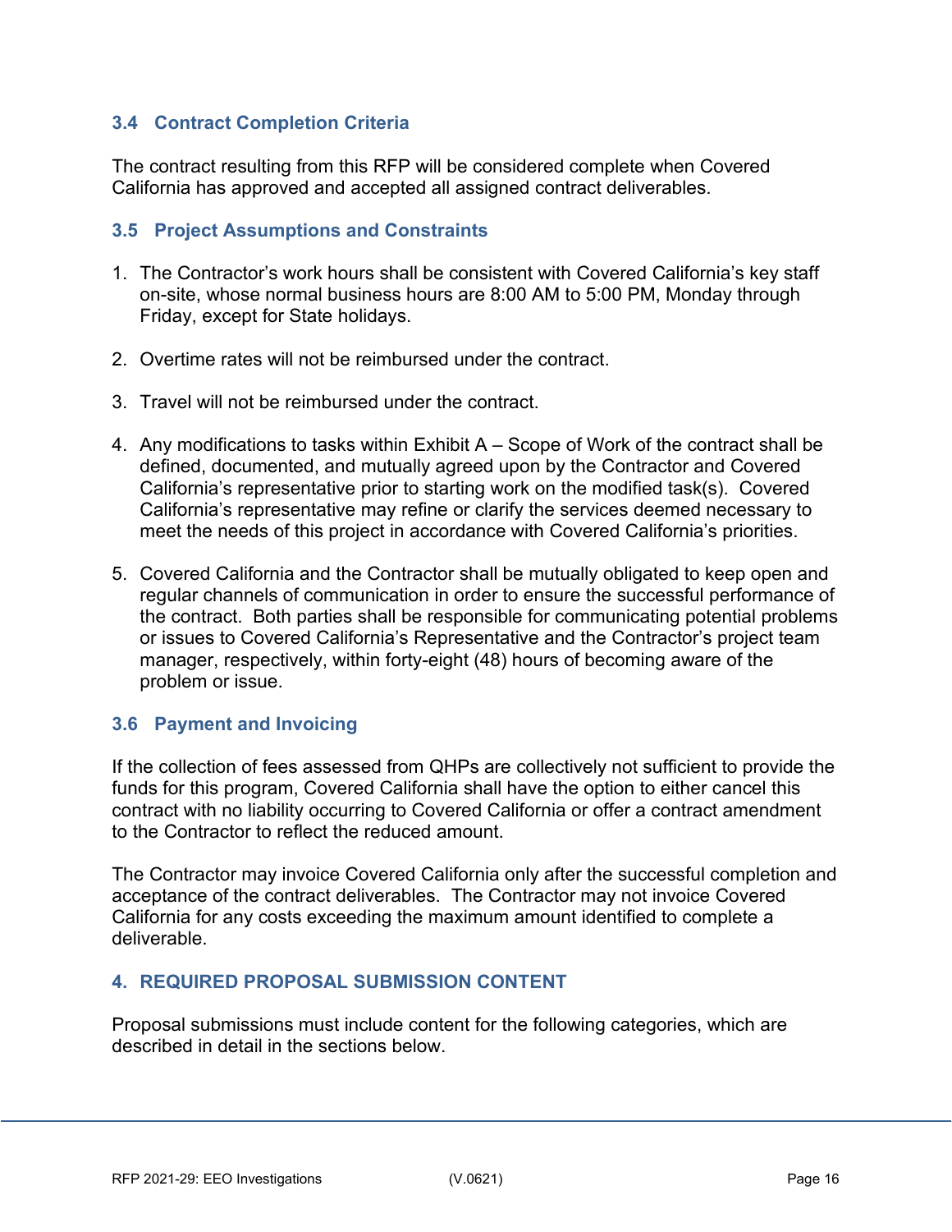### 3.4 Contract Completion Criteria

The contract resulting from this RFP will be considered complete when Covered California has approved and accepted all assigned contract deliverables.

### 3.5 Project Assumptions and Constraints

1. The Contractor's work hours shall be consistent with Covered California's key staff on-site, whose normal business hours are 8:00 AM to 5:00 PM, Monday through Friday, except for State holidays.

2. Overtime rates will not be reimbursed under the contract.

3. Travel will not be reimbursed under the contract.

4. Any modifications to tasks within Exhibit A – Scope of Work of the contract shall be defined, documented, and mutually agreed upon by the Contractor and Covered California's representative prior to starting work on the modified task(s). Covered California's representative may refine or clarify the services deemed necessary to meet the needs of this project in accordance with Covered California's priorities.

5. Covered California and the Contractor shall be mutually obligated to keep open and regular channels of communication in order to ensure the successful performance of the contract. Both parties shall be responsible for communicating potential problems or issues to Covered California's Representative and the Contractor's project team manager, respectively, within forty-eight (48) hours of becoming aware of the problem or issue.

### 3.6 Payment and Invoicing

If the collection of fees assessed from QHPs are collectively not sufficient to provide the funds for this program, Covered California shall have the option to either cancel this contract with no liability occurring to Covered California or offer a contract amendment to the Contractor to reflect the reduced amount.

The Contractor may invoice Covered California only after the successful completion and acceptance of the contract deliverables. The Contractor may not invoice Covered California for any costs exceeding the maximum amount identified to complete a deliverable.

## 4. REQUIRED PROPOSAL SUBMISSION CONTENT

Proposal submissions must include content for the following categories, which are described in detail in the sections below.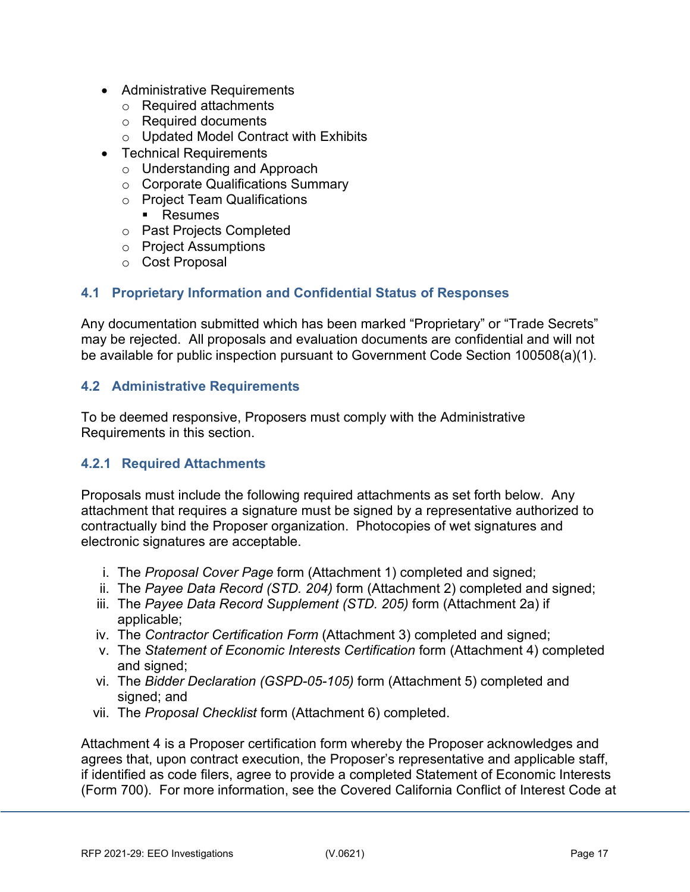- Administrative Requirements
  - Required attachments
  - Required documents
  - Updated Model Contract with Exhibits
- Technical Requirements
  - Understanding and Approach
  - Corporate Qualifications Summary
  - Project Team Qualifications
    - Resumes
  - Past Projects Completed
  - Project Assumptions
  - Cost Proposal

### 4.1 Proprietary Information and Confidential Status of Responses

Any documentation submitted which has been marked "Proprietary" or "Trade Secrets" may be rejected. All proposals and evaluation documents are confidential and will not be available for public inspection pursuant to Government Code Section 100508(a)(1).

### 4.2 Administrative Requirements

To be deemed responsive, Proposers must comply with the Administrative Requirements in this section.

#### 4.2.1 Required Attachments

Proposals must include the following required attachments as set forth below. Any attachment that requires a signature must be signed by a representative authorized to contractually bind the Proposer organization. Photocopies of wet signatures and electronic signatures are acceptable.

i. The *Proposal Cover Page* form (Attachment 1) completed and signed;
ii. The *Payee Data Record (STD. 204)* form (Attachment 2) completed and signed;
iii. The *Payee Data Record Supplement (STD. 205)* form (Attachment 2a) if applicable;
iv. The *Contractor Certification Form* (Attachment 3) completed and signed;
v. The *Statement of Economic Interests Certification* form (Attachment 4) completed and signed;
vi. The *Bidder Declaration (GSPD-05-105)* form (Attachment 5) completed and signed; and
vii. The *Proposal Checklist* form (Attachment 6) completed.

Attachment 4 is a Proposer certification form whereby the Proposer acknowledges and agrees that, upon contract execution, the Proposer's representative and applicable staff, if identified as code filers, agree to provide a completed Statement of Economic Interests (Form 700). For more information, see the Covered California Conflict of Interest Code at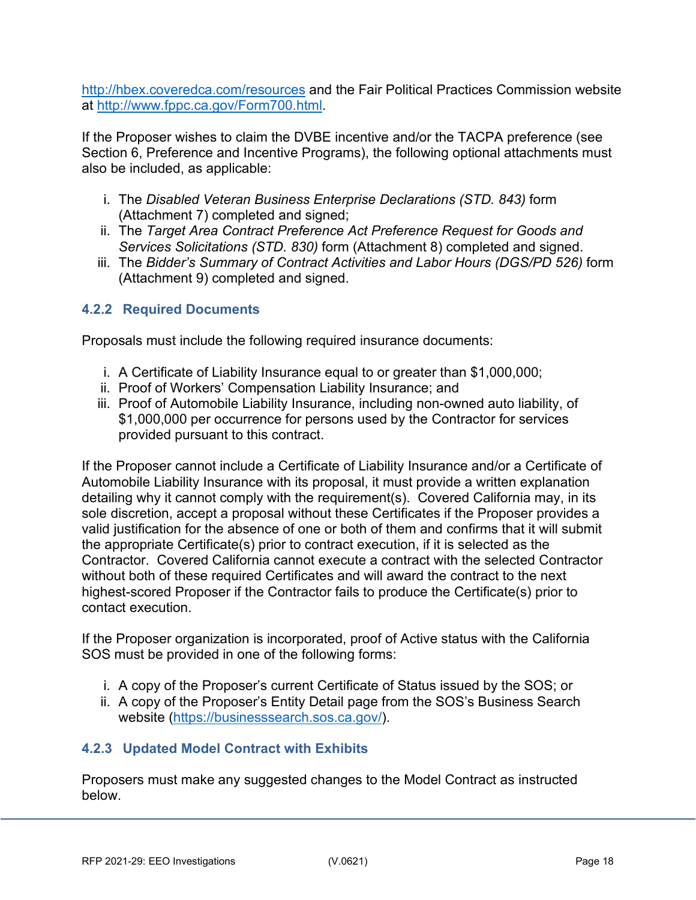http://hbex.coveredca.com/resources and the Fair Political Practices Commission website at http://www.fppc.ca.gov/Form700.html.

If the Proposer wishes to claim the DVBE incentive and/or the TACPA preference (see Section 6, Preference and Incentive Programs), the following optional attachments must also be included, as applicable:

i. The *Disabled Veteran Business Enterprise Declarations (STD. 843)* form (Attachment 7) completed and signed;
ii. The *Target Area Contract Preference Act Preference Request for Goods and Services Solicitations (STD. 830)* form (Attachment 8) completed and signed.
iii. The *Bidder's Summary of Contract Activities and Labor Hours (DGS/PD 526)* form (Attachment 9) completed and signed.

### 4.2.2 Required Documents

Proposals must include the following required insurance documents:

i. A Certificate of Liability Insurance equal to or greater than $1,000,000;
ii. Proof of Workers' Compensation Liability Insurance; and
iii. Proof of Automobile Liability Insurance, including non-owned auto liability, of $1,000,000 per occurrence for persons used by the Contractor for services provided pursuant to this contract.

If the Proposer cannot include a Certificate of Liability Insurance and/or a Certificate of Automobile Liability Insurance with its proposal, it must provide a written explanation detailing why it cannot comply with the requirement(s). Covered California may, in its sole discretion, accept a proposal without these Certificates if the Proposer provides a valid justification for the absence of one or both of them and confirms that it will submit the appropriate Certificate(s) prior to contract execution, if it is selected as the Contractor. Covered California cannot execute a contract with the selected Contractor without both of these required Certificates and will award the contract to the next highest-scored Proposer if the Contractor fails to produce the Certificate(s) prior to contact execution.

If the Proposer organization is incorporated, proof of Active status with the California SOS must be provided in one of the following forms:

i. A copy of the Proposer's current Certificate of Status issued by the SOS; or
ii. A copy of the Proposer's Entity Detail page from the SOS's Business Search website (https://businesssearch.sos.ca.gov/).

### 4.2.3 Updated Model Contract with Exhibits

Proposers must make any suggested changes to the Model Contract as instructed below.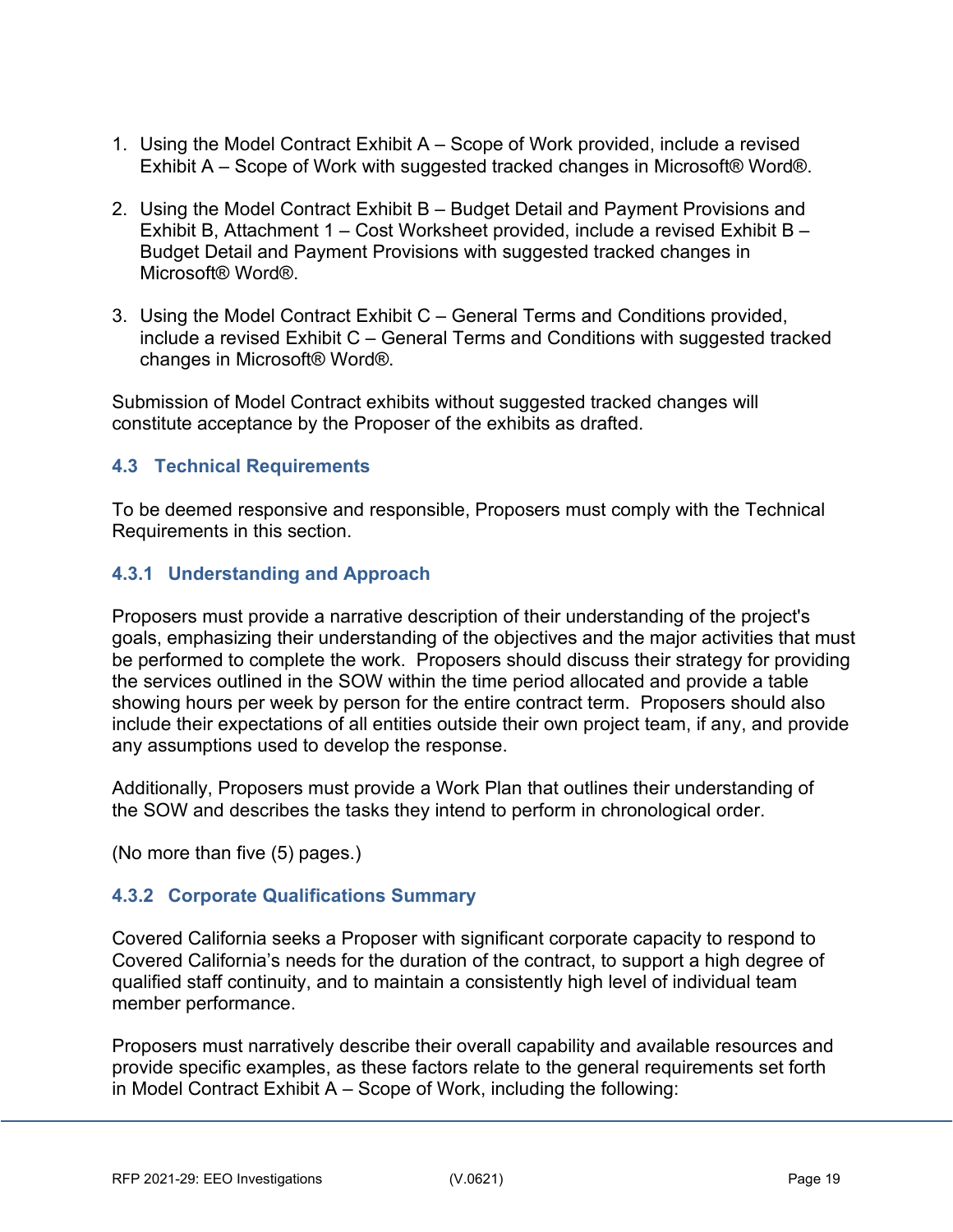1. Using the Model Contract Exhibit A – Scope of Work provided, include a revised Exhibit A – Scope of Work with suggested tracked changes in Microsoft® Word®.

2. Using the Model Contract Exhibit B – Budget Detail and Payment Provisions and Exhibit B, Attachment 1 – Cost Worksheet provided, include a revised Exhibit B – Budget Detail and Payment Provisions with suggested tracked changes in Microsoft® Word®.

3. Using the Model Contract Exhibit C – General Terms and Conditions provided, include a revised Exhibit C – General Terms and Conditions with suggested tracked changes in Microsoft® Word®.

Submission of Model Contract exhibits without suggested tracked changes will constitute acceptance by the Proposer of the exhibits as drafted.

### 4.3 Technical Requirements

To be deemed responsive and responsible, Proposers must comply with the Technical Requirements in this section.

#### 4.3.1 Understanding and Approach

Proposers must provide a narrative description of their understanding of the project's goals, emphasizing their understanding of the objectives and the major activities that must be performed to complete the work. Proposers should discuss their strategy for providing the services outlined in the SOW within the time period allocated and provide a table showing hours per week by person for the entire contract term. Proposers should also include their expectations of all entities outside their own project team, if any, and provide any assumptions used to develop the response.

Additionally, Proposers must provide a Work Plan that outlines their understanding of the SOW and describes the tasks they intend to perform in chronological order.

(No more than five (5) pages.)

#### 4.3.2 Corporate Qualifications Summary

Covered California seeks a Proposer with significant corporate capacity to respond to Covered California's needs for the duration of the contract, to support a high degree of qualified staff continuity, and to maintain a consistently high level of individual team member performance.

Proposers must narratively describe their overall capability and available resources and provide specific examples, as these factors relate to the general requirements set forth in Model Contract Exhibit A – Scope of Work, including the following: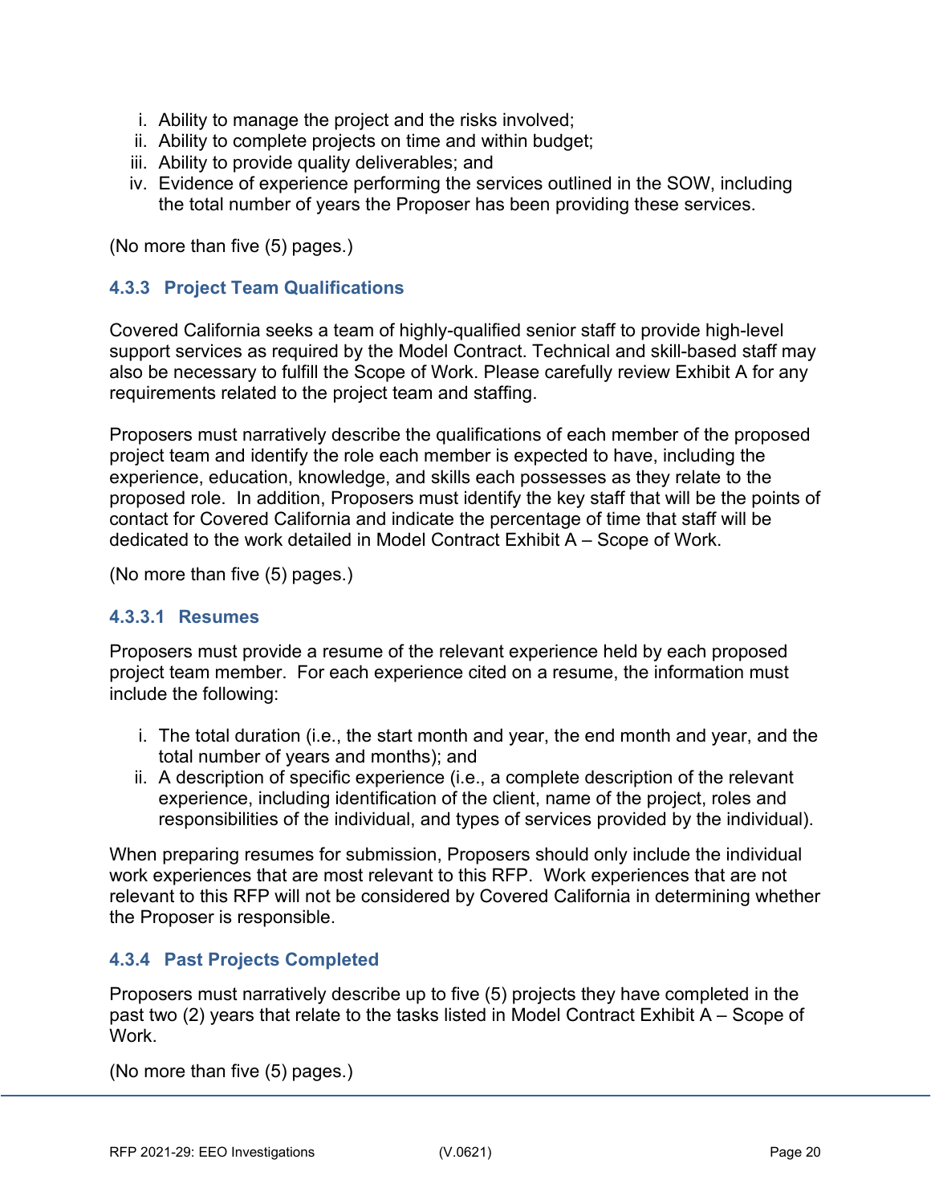i. Ability to manage the project and the risks involved;
ii. Ability to complete projects on time and within budget;
iii. Ability to provide quality deliverables; and
iv. Evidence of experience performing the services outlined in the SOW, including the total number of years the Proposer has been providing these services.

(No more than five (5) pages.)

### 4.3.3 Project Team Qualifications

Covered California seeks a team of highly-qualified senior staff to provide high-level support services as required by the Model Contract. Technical and skill-based staff may also be necessary to fulfill the Scope of Work. Please carefully review Exhibit A for any requirements related to the project team and staffing.

Proposers must narratively describe the qualifications of each member of the proposed project team and identify the role each member is expected to have, including the experience, education, knowledge, and skills each possesses as they relate to the proposed role. In addition, Proposers must identify the key staff that will be the points of contact for Covered California and indicate the percentage of time that staff will be dedicated to the work detailed in Model Contract Exhibit A – Scope of Work.

(No more than five (5) pages.)

#### 4.3.3.1 Resumes

Proposers must provide a resume of the relevant experience held by each proposed project team member. For each experience cited on a resume, the information must include the following:

i. The total duration (i.e., the start month and year, the end month and year, and the total number of years and months); and
ii. A description of specific experience (i.e., a complete description of the relevant experience, including identification of the client, name of the project, roles and responsibilities of the individual, and types of services provided by the individual).

When preparing resumes for submission, Proposers should only include the individual work experiences that are most relevant to this RFP. Work experiences that are not relevant to this RFP will not be considered by Covered California in determining whether the Proposer is responsible.

### 4.3.4 Past Projects Completed

Proposers must narratively describe up to five (5) projects they have completed in the past two (2) years that relate to the tasks listed in Model Contract Exhibit A – Scope of Work.

(No more than five (5) pages.)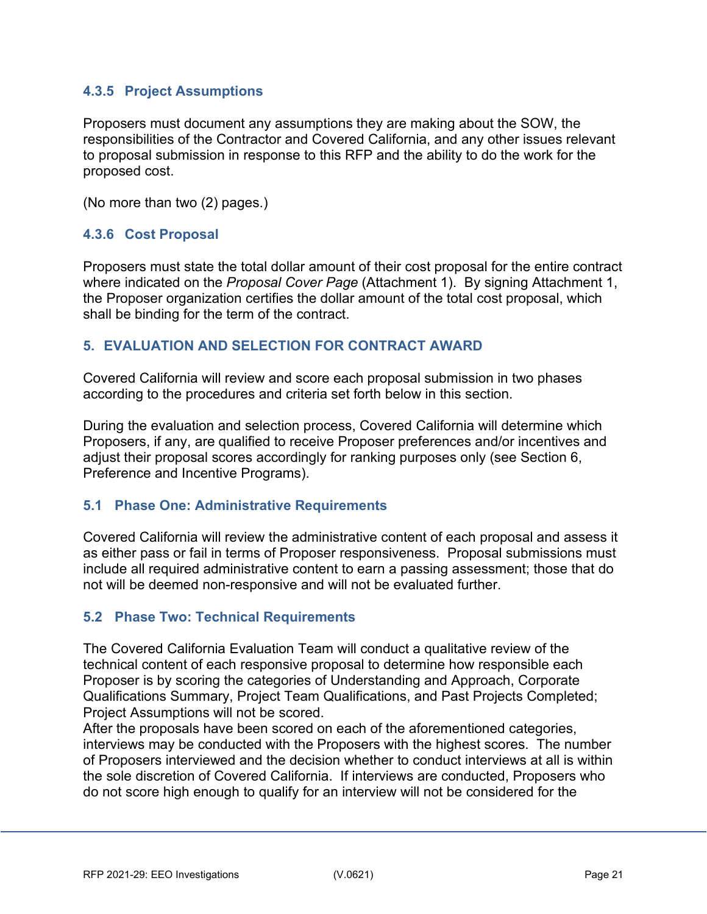#### 4.3.5 Project Assumptions

Proposers must document any assumptions they are making about the SOW, the responsibilities of the Contractor and Covered California, and any other issues relevant to proposal submission in response to this RFP and the ability to do the work for the proposed cost.

(No more than two (2) pages.)

#### 4.3.6 Cost Proposal

Proposers must state the total dollar amount of their cost proposal for the entire contract where indicated on the *Proposal Cover Page* (Attachment 1). By signing Attachment 1, the Proposer organization certifies the dollar amount of the total cost proposal, which shall be binding for the term of the contract.

## 5. EVALUATION AND SELECTION FOR CONTRACT AWARD

Covered California will review and score each proposal submission in two phases according to the procedures and criteria set forth below in this section.

During the evaluation and selection process, Covered California will determine which Proposers, if any, are qualified to receive Proposer preferences and/or incentives and adjust their proposal scores accordingly for ranking purposes only (see Section 6, Preference and Incentive Programs).

### 5.1 Phase One: Administrative Requirements

Covered California will review the administrative content of each proposal and assess it as either pass or fail in terms of Proposer responsiveness. Proposal submissions must include all required administrative content to earn a passing assessment; those that do not will be deemed non-responsive and will not be evaluated further.

### 5.2 Phase Two: Technical Requirements

The Covered California Evaluation Team will conduct a qualitative review of the technical content of each responsive proposal to determine how responsible each Proposer is by scoring the categories of Understanding and Approach, Corporate Qualifications Summary, Project Team Qualifications, and Past Projects Completed; Project Assumptions will not be scored.
After the proposals have been scored on each of the aforementioned categories, interviews may be conducted with the Proposers with the highest scores. The number of Proposers interviewed and the decision whether to conduct interviews at all is within the sole discretion of Covered California. If interviews are conducted, Proposers who do not score high enough to qualify for an interview will not be considered for the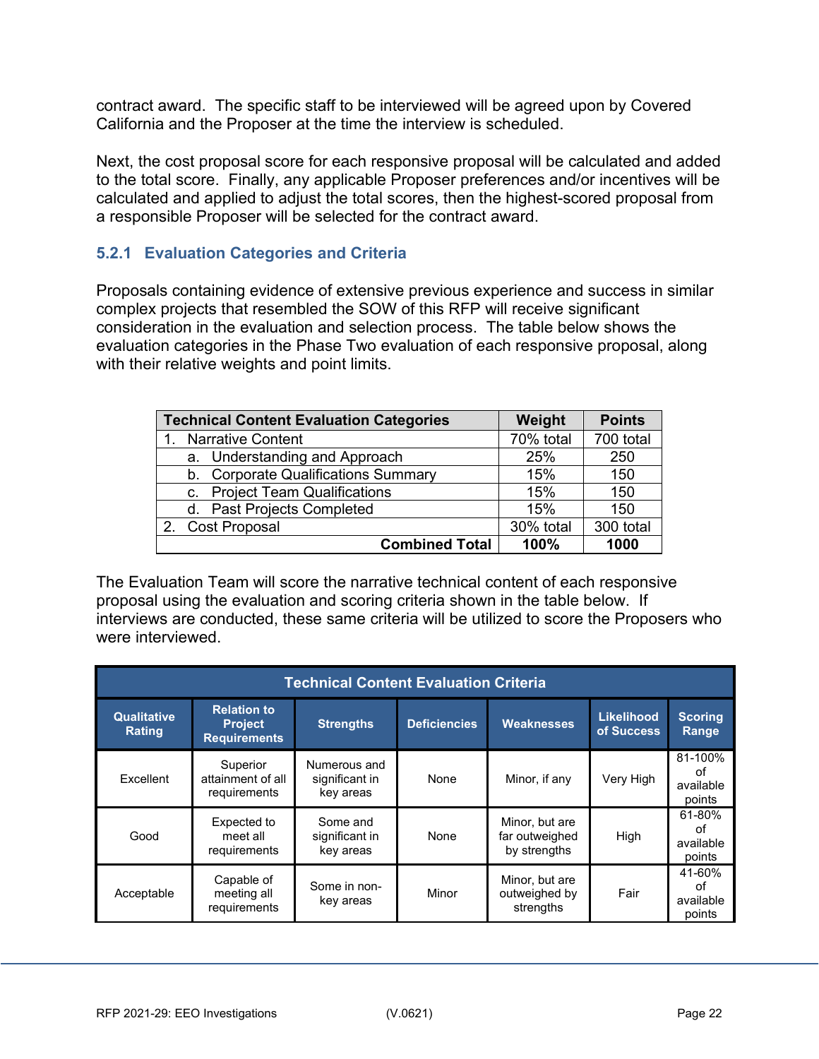contract award. The specific staff to be interviewed will be agreed upon by Covered California and the Proposer at the time the interview is scheduled.

Next, the cost proposal score for each responsive proposal will be calculated and added to the total score. Finally, any applicable Proposer preferences and/or incentives will be calculated and applied to adjust the total scores, then the highest-scored proposal from a responsible Proposer will be selected for the contract award.

### 5.2.1 Evaluation Categories and Criteria

Proposals containing evidence of extensive previous experience and success in similar complex projects that resembled the SOW of this RFP will receive significant consideration in the evaluation and selection process. The table below shows the evaluation categories in the Phase Two evaluation of each responsive proposal, along with their relative weights and point limits.

| Technical Content Evaluation Categories | Weight | Points |
|---|---|---|
| 1. Narrative Content | 70% total | 700 total |
| a. Understanding and Approach | 25% | 250 |
| b. Corporate Qualifications Summary | 15% | 150 |
| c. Project Team Qualifications | 15% | 150 |
| d. Past Projects Completed | 15% | 150 |
| 2. Cost Proposal | 30% total | 300 total |
| **Combined Total** | **100%** | **1000** |

The Evaluation Team will score the narrative technical content of each responsive proposal using the evaluation and scoring criteria shown in the table below. If interviews are conducted, these same criteria will be utilized to score the Proposers who were interviewed.

| Technical Content Evaluation Criteria | | | | | | |
|---|---|---|---|---|---|---|
| **Qualitative Rating** | **Relation to Project Requirements** | **Strengths** | **Deficiencies** | **Weaknesses** | **Likelihood of Success** | **Scoring Range** |
| Excellent | Superior attainment of all requirements | Numerous and significant in key areas | None | Minor, if any | Very High | 81-100% of available points |
| Good | Expected to meet all requirements | Some and significant in key areas | None | Minor, but are far outweighed by strengths | High | 61-80% of available points |
| Acceptable | Capable of meeting all requirements | Some in non-key areas | Minor | Minor, but are outweighed by strengths | Fair | 41-60% of available points |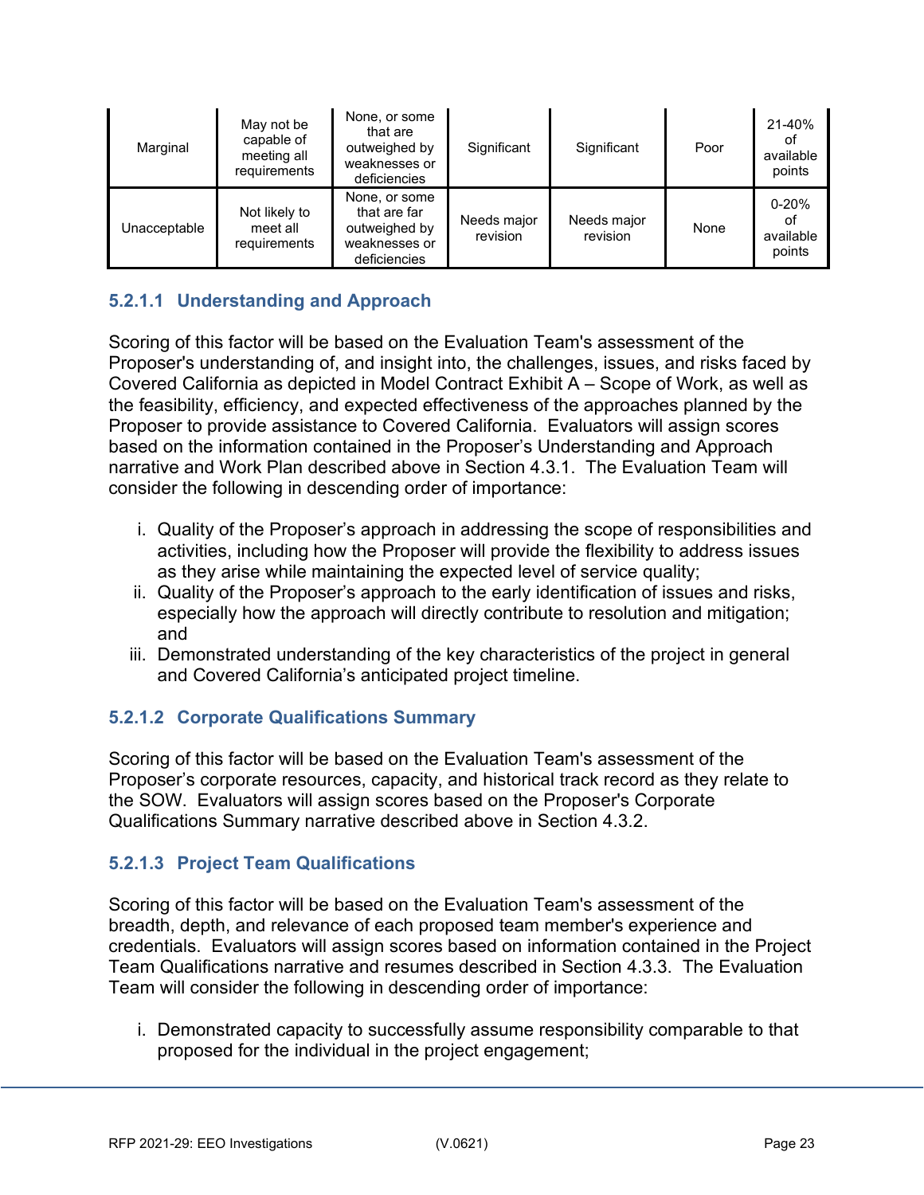| | | | | | | |
|---|---|---|---|---|---|---|
| Marginal | May not be capable of meeting all requirements | None, or some that are outweighed by weaknesses or deficiencies | Significant | Significant | Poor | 21-40% of available points |
| Unacceptable | Not likely to meet all requirements | None, or some that are far outweighed by weaknesses or deficiencies | Needs major revision | Needs major revision | None | 0-20% of available points |

#### 5.2.1.1 Understanding and Approach

Scoring of this factor will be based on the Evaluation Team's assessment of the Proposer's understanding of, and insight into, the challenges, issues, and risks faced by Covered California as depicted in Model Contract Exhibit A – Scope of Work, as well as the feasibility, efficiency, and expected effectiveness of the approaches planned by the Proposer to provide assistance to Covered California. Evaluators will assign scores based on the information contained in the Proposer's Understanding and Approach narrative and Work Plan described above in Section 4.3.1. The Evaluation Team will consider the following in descending order of importance:

i. Quality of the Proposer's approach in addressing the scope of responsibilities and activities, including how the Proposer will provide the flexibility to address issues as they arise while maintaining the expected level of service quality;
ii. Quality of the Proposer's approach to the early identification of issues and risks, especially how the approach will directly contribute to resolution and mitigation; and
iii. Demonstrated understanding of the key characteristics of the project in general and Covered California's anticipated project timeline.

#### 5.2.1.2 Corporate Qualifications Summary

Scoring of this factor will be based on the Evaluation Team's assessment of the Proposer's corporate resources, capacity, and historical track record as they relate to the SOW. Evaluators will assign scores based on the Proposer's Corporate Qualifications Summary narrative described above in Section 4.3.2.

#### 5.2.1.3 Project Team Qualifications

Scoring of this factor will be based on the Evaluation Team's assessment of the breadth, depth, and relevance of each proposed team member's experience and credentials. Evaluators will assign scores based on information contained in the Project Team Qualifications narrative and resumes described in Section 4.3.3. The Evaluation Team will consider the following in descending order of importance:

i. Demonstrated capacity to successfully assume responsibility comparable to that proposed for the individual in the project engagement;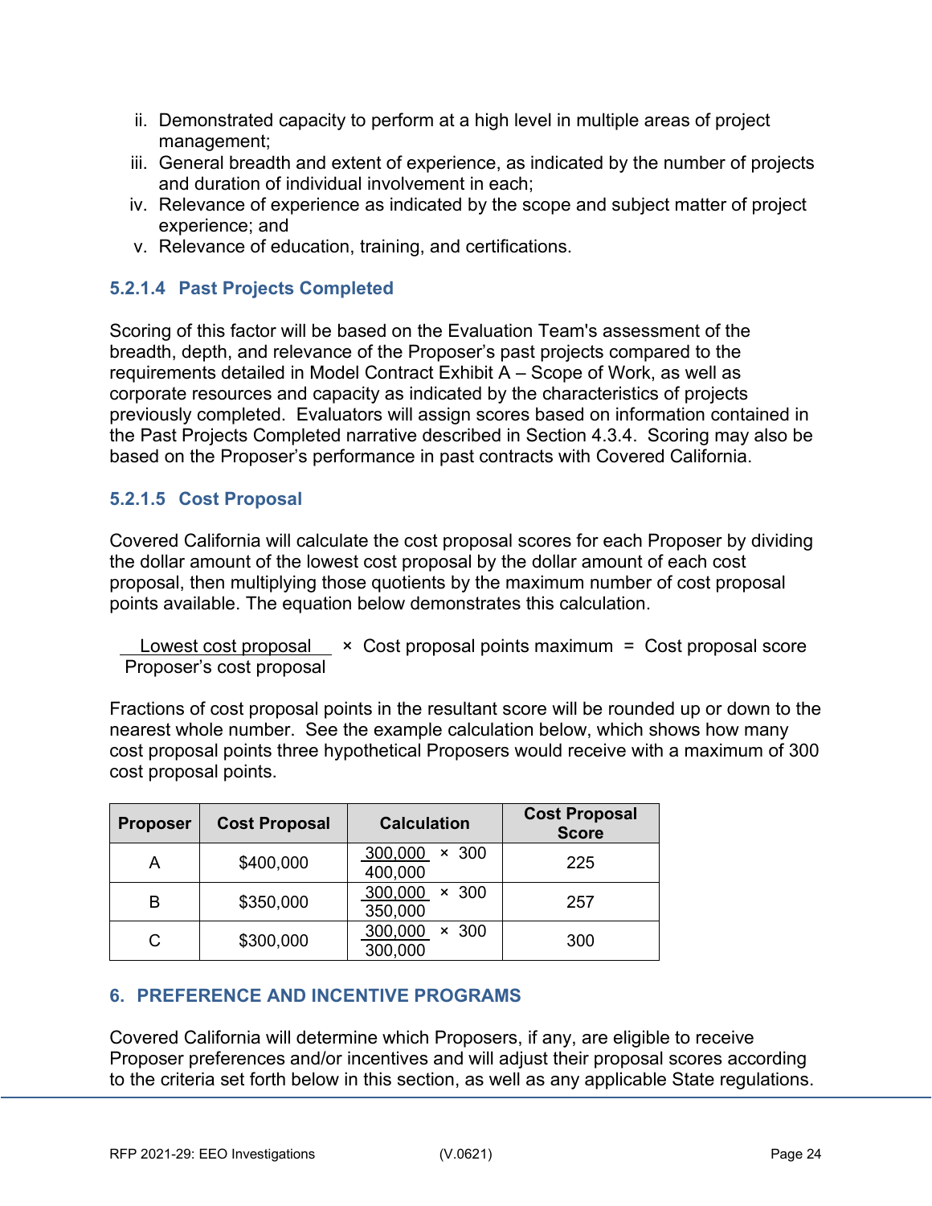ii. Demonstrated capacity to perform at a high level in multiple areas of project management;
iii. General breadth and extent of experience, as indicated by the number of projects and duration of individual involvement in each;
iv. Relevance of experience as indicated by the scope and subject matter of project experience; and
v. Relevance of education, training, and certifications.

#### 5.2.1.4 Past Projects Completed

Scoring of this factor will be based on the Evaluation Team's assessment of the breadth, depth, and relevance of the Proposer's past projects compared to the requirements detailed in Model Contract Exhibit A – Scope of Work, as well as corporate resources and capacity as indicated by the characteristics of projects previously completed. Evaluators will assign scores based on information contained in the Past Projects Completed narrative described in Section 4.3.4. Scoring may also be based on the Proposer's performance in past contracts with Covered California.

#### 5.2.1.5 Cost Proposal

Covered California will calculate the cost proposal scores for each Proposer by dividing the dollar amount of the lowest cost proposal by the dollar amount of each cost proposal, then multiplying those quotients by the maximum number of cost proposal points available. The equation below demonstrates this calculation.

$$\frac{\text{Lowest cost proposal}}{\text{Proposer's cost proposal}} \times \text{Cost proposal points maximum} = \text{Cost proposal score}$$

Fractions of cost proposal points in the resultant score will be rounded up or down to the nearest whole number. See the example calculation below, which shows how many cost proposal points three hypothetical Proposers would receive with a maximum of 300 cost proposal points.

| Proposer | Cost Proposal | Calculation | Cost Proposal Score |
|---|---|---|---|
| A | $400,000 | $\frac{300,000}{400,000} \times 300$ | 225 |
| B | $350,000 | $\frac{300,000}{350,000} \times 300$ | 257 |
| C | $300,000 | $\frac{300,000}{300,000} \times 300$ | 300 |

## 6. PREFERENCE AND INCENTIVE PROGRAMS

Covered California will determine which Proposers, if any, are eligible to receive Proposer preferences and/or incentives and will adjust their proposal scores according to the criteria set forth below in this section, as well as any applicable State regulations.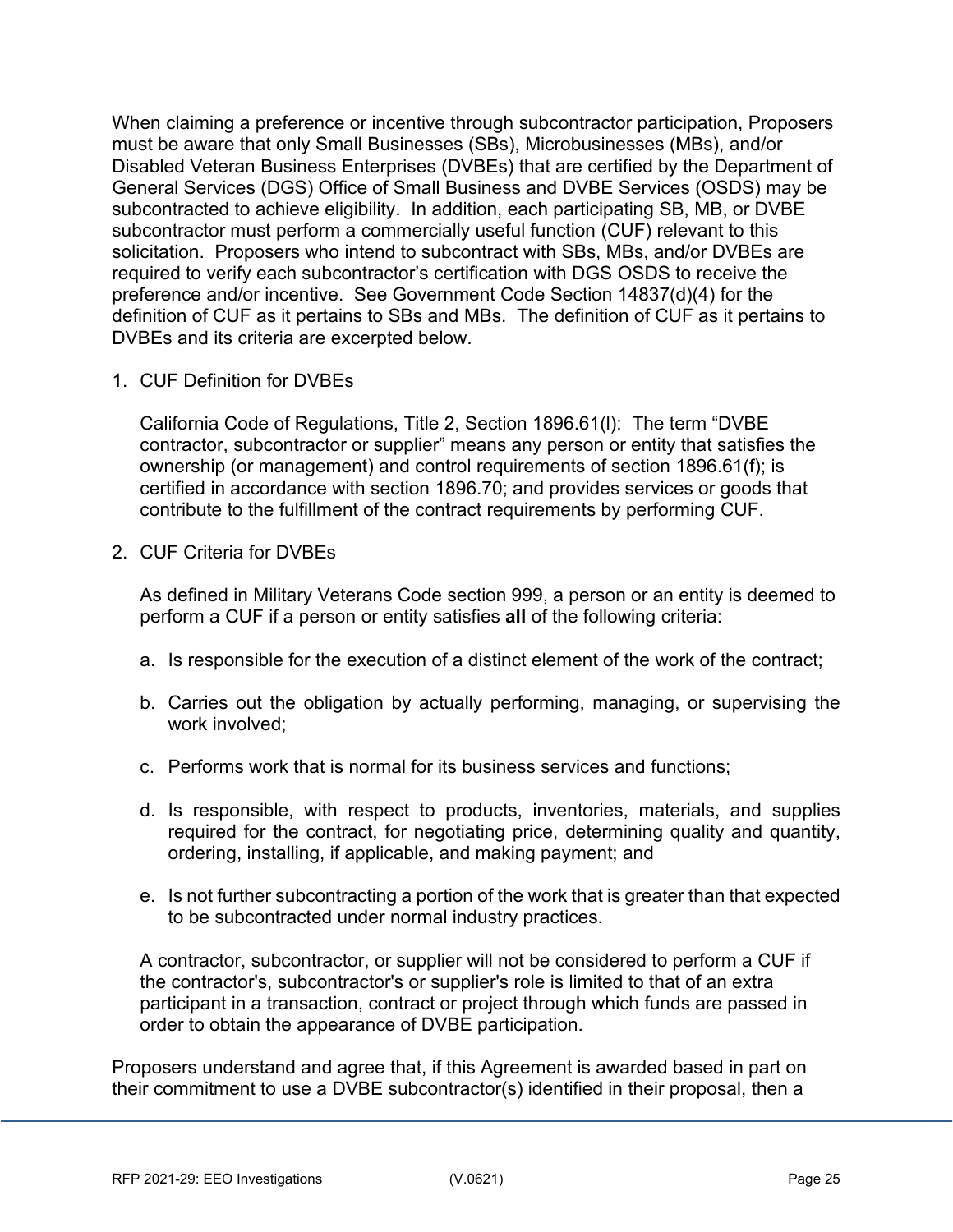When claiming a preference or incentive through subcontractor participation, Proposers must be aware that only Small Businesses (SBs), Microbusinesses (MBs), and/or Disabled Veteran Business Enterprises (DVBEs) that are certified by the Department of General Services (DGS) Office of Small Business and DVBE Services (OSDS) may be subcontracted to achieve eligibility. In addition, each participating SB, MB, or DVBE subcontractor must perform a commercially useful function (CUF) relevant to this solicitation. Proposers who intend to subcontract with SBs, MBs, and/or DVBEs are required to verify each subcontractor's certification with DGS OSDS to receive the preference and/or incentive. See Government Code Section 14837(d)(4) for the definition of CUF as it pertains to SBs and MBs. The definition of CUF as it pertains to DVBEs and its criteria are excerpted below.

1. CUF Definition for DVBEs

   California Code of Regulations, Title 2, Section 1896.61(l): The term "DVBE contractor, subcontractor or supplier" means any person or entity that satisfies the ownership (or management) and control requirements of section 1896.61(f); is certified in accordance with section 1896.70; and provides services or goods that contribute to the fulfillment of the contract requirements by performing CUF.

2. CUF Criteria for DVBEs

   As defined in Military Veterans Code section 999, a person or an entity is deemed to perform a CUF if a person or entity satisfies **all** of the following criteria:

   a. Is responsible for the execution of a distinct element of the work of the contract;

   b. Carries out the obligation by actually performing, managing, or supervising the work involved;

   c. Performs work that is normal for its business services and functions;

   d. Is responsible, with respect to products, inventories, materials, and supplies required for the contract, for negotiating price, determining quality and quantity, ordering, installing, if applicable, and making payment; and

   e. Is not further subcontracting a portion of the work that is greater than that expected to be subcontracted under normal industry practices.

   A contractor, subcontractor, or supplier will not be considered to perform a CUF if the contractor's, subcontractor's or supplier's role is limited to that of an extra participant in a transaction, contract or project through which funds are passed in order to obtain the appearance of DVBE participation.

Proposers understand and agree that, if this Agreement is awarded based in part on their commitment to use a DVBE subcontractor(s) identified in their proposal, then a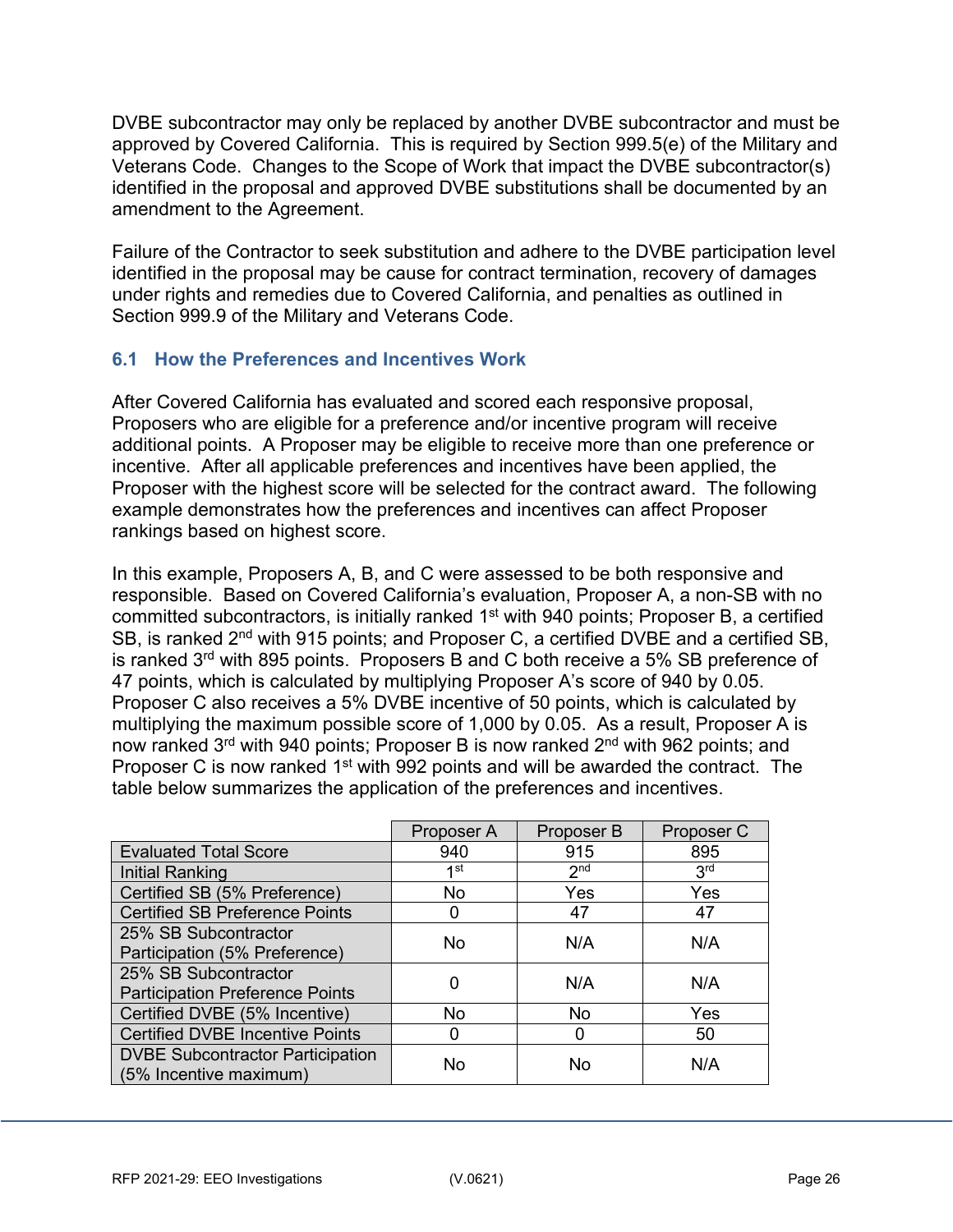DVBE subcontractor may only be replaced by another DVBE subcontractor and must be approved by Covered California. This is required by Section 999.5(e) of the Military and Veterans Code. Changes to the Scope of Work that impact the DVBE subcontractor(s) identified in the proposal and approved DVBE substitutions shall be documented by an amendment to the Agreement.

Failure of the Contractor to seek substitution and adhere to the DVBE participation level identified in the proposal may be cause for contract termination, recovery of damages under rights and remedies due to Covered California, and penalties as outlined in Section 999.9 of the Military and Veterans Code.

### 6.1 How the Preferences and Incentives Work

After Covered California has evaluated and scored each responsive proposal, Proposers who are eligible for a preference and/or incentive program will receive additional points. A Proposer may be eligible to receive more than one preference or incentive. After all applicable preferences and incentives have been applied, the Proposer with the highest score will be selected for the contract award. The following example demonstrates how the preferences and incentives can affect Proposer rankings based on highest score.

In this example, Proposers A, B, and C were assessed to be both responsive and responsible. Based on Covered California's evaluation, Proposer A, a non-SB with no committed subcontractors, is initially ranked 1st with 940 points; Proposer B, a certified SB, is ranked 2nd with 915 points; and Proposer C, a certified DVBE and a certified SB, is ranked 3rd with 895 points. Proposers B and C both receive a 5% SB preference of 47 points, which is calculated by multiplying Proposer A's score of 940 by 0.05. Proposer C also receives a 5% DVBE incentive of 50 points, which is calculated by multiplying the maximum possible score of 1,000 by 0.05. As a result, Proposer A is now ranked 3rd with 940 points; Proposer B is now ranked 2nd with 962 points; and Proposer C is now ranked 1st with 992 points and will be awarded the contract. The table below summarizes the application of the preferences and incentives.

| | Proposer A | Proposer B | Proposer C |
|---|---|---|---|
| Evaluated Total Score | 940 | 915 | 895 |
| Initial Ranking | 1st | 2nd | 3rd |
| Certified SB (5% Preference) | No | Yes | Yes |
| Certified SB Preference Points | 0 | 47 | 47 |
| 25% SB Subcontractor Participation (5% Preference) | No | N/A | N/A |
| 25% SB Subcontractor Participation Preference Points | 0 | N/A | N/A |
| Certified DVBE (5% Incentive) | No | No | Yes |
| Certified DVBE Incentive Points | 0 | 0 | 50 |
| DVBE Subcontractor Participation (5% Incentive maximum) | No | No | N/A |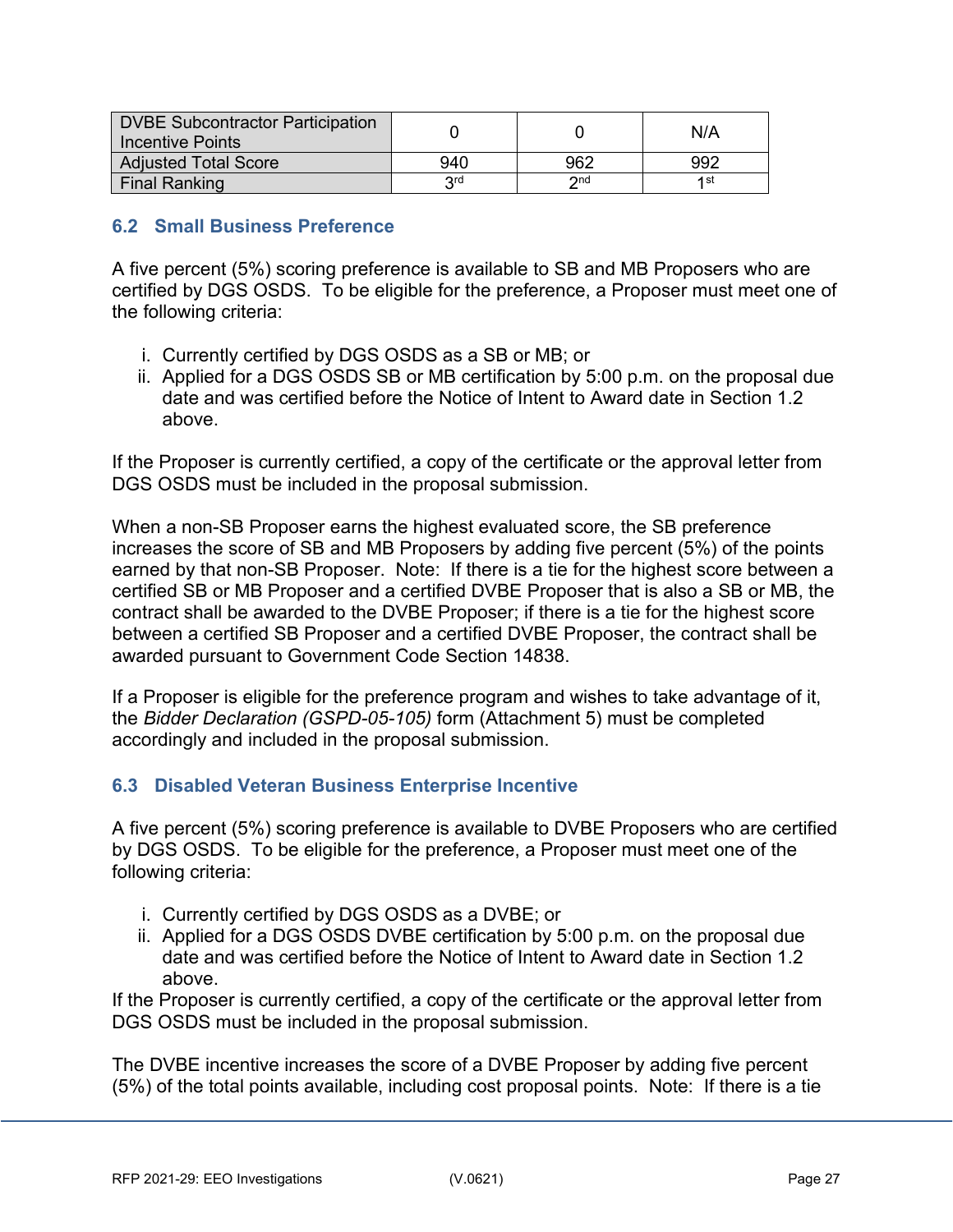| DVBE Subcontractor Participation Incentive Points | 0 | 0 | N/A |
|---|---|---|---|
| Adjusted Total Score | 940 | 962 | 992 |
| Final Ranking | 3rd | 2nd | 1st |

## 6.2 Small Business Preference

A five percent (5%) scoring preference is available to SB and MB Proposers who are certified by DGS OSDS. To be eligible for the preference, a Proposer must meet one of the following criteria:

i. Currently certified by DGS OSDS as a SB or MB; or
ii. Applied for a DGS OSDS SB or MB certification by 5:00 p.m. on the proposal due date and was certified before the Notice of Intent to Award date in Section 1.2 above.

If the Proposer is currently certified, a copy of the certificate or the approval letter from DGS OSDS must be included in the proposal submission.

When a non-SB Proposer earns the highest evaluated score, the SB preference increases the score of SB and MB Proposers by adding five percent (5%) of the points earned by that non-SB Proposer. Note: If there is a tie for the highest score between a certified SB or MB Proposer and a certified DVBE Proposer that is also a SB or MB, the contract shall be awarded to the DVBE Proposer; if there is a tie for the highest score between a certified SB Proposer and a certified DVBE Proposer, the contract shall be awarded pursuant to Government Code Section 14838.

If a Proposer is eligible for the preference program and wishes to take advantage of it, the *Bidder Declaration (GSPD-05-105)* form (Attachment 5) must be completed accordingly and included in the proposal submission.

## 6.3 Disabled Veteran Business Enterprise Incentive

A five percent (5%) scoring preference is available to DVBE Proposers who are certified by DGS OSDS. To be eligible for the preference, a Proposer must meet one of the following criteria:

i. Currently certified by DGS OSDS as a DVBE; or
ii. Applied for a DGS OSDS DVBE certification by 5:00 p.m. on the proposal due date and was certified before the Notice of Intent to Award date in Section 1.2 above.

If the Proposer is currently certified, a copy of the certificate or the approval letter from DGS OSDS must be included in the proposal submission.

The DVBE incentive increases the score of a DVBE Proposer by adding five percent (5%) of the total points available, including cost proposal points. Note: If there is a tie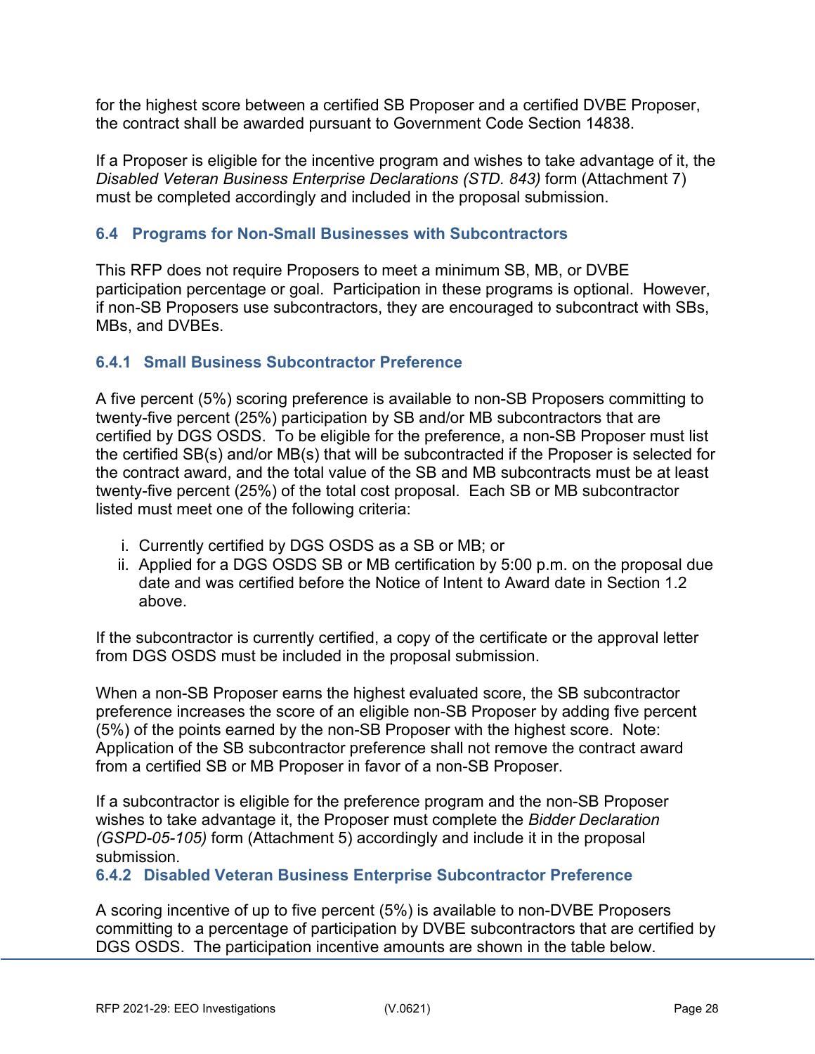for the highest score between a certified SB Proposer and a certified DVBE Proposer, the contract shall be awarded pursuant to Government Code Section 14838.

If a Proposer is eligible for the incentive program and wishes to take advantage of it, the *Disabled Veteran Business Enterprise Declarations (STD. 843)* form (Attachment 7) must be completed accordingly and included in the proposal submission.

### 6.4 Programs for Non-Small Businesses with Subcontractors

This RFP does not require Proposers to meet a minimum SB, MB, or DVBE participation percentage or goal. Participation in these programs is optional. However, if non-SB Proposers use subcontractors, they are encouraged to subcontract with SBs, MBs, and DVBEs.

#### 6.4.1 Small Business Subcontractor Preference

A five percent (5%) scoring preference is available to non-SB Proposers committing to twenty-five percent (25%) participation by SB and/or MB subcontractors that are certified by DGS OSDS. To be eligible for the preference, a non-SB Proposer must list the certified SB(s) and/or MB(s) that will be subcontracted if the Proposer is selected for the contract award, and the total value of the SB and MB subcontracts must be at least twenty-five percent (25%) of the total cost proposal. Each SB or MB subcontractor listed must meet one of the following criteria:

i. Currently certified by DGS OSDS as a SB or MB; or
ii. Applied for a DGS OSDS SB or MB certification by 5:00 p.m. on the proposal due date and was certified before the Notice of Intent to Award date in Section 1.2 above.

If the subcontractor is currently certified, a copy of the certificate or the approval letter from DGS OSDS must be included in the proposal submission.

When a non-SB Proposer earns the highest evaluated score, the SB subcontractor preference increases the score of an eligible non-SB Proposer by adding five percent (5%) of the points earned by the non-SB Proposer with the highest score. Note: Application of the SB subcontractor preference shall not remove the contract award from a certified SB or MB Proposer in favor of a non-SB Proposer.

If a subcontractor is eligible for the preference program and the non-SB Proposer wishes to take advantage it, the Proposer must complete the *Bidder Declaration (GSPD-05-105)* form (Attachment 5) accordingly and include it in the proposal submission.

#### 6.4.2 Disabled Veteran Business Enterprise Subcontractor Preference

A scoring incentive of up to five percent (5%) is available to non-DVBE Proposers committing to a percentage of participation by DVBE subcontractors that are certified by DGS OSDS. The participation incentive amounts are shown in the table below.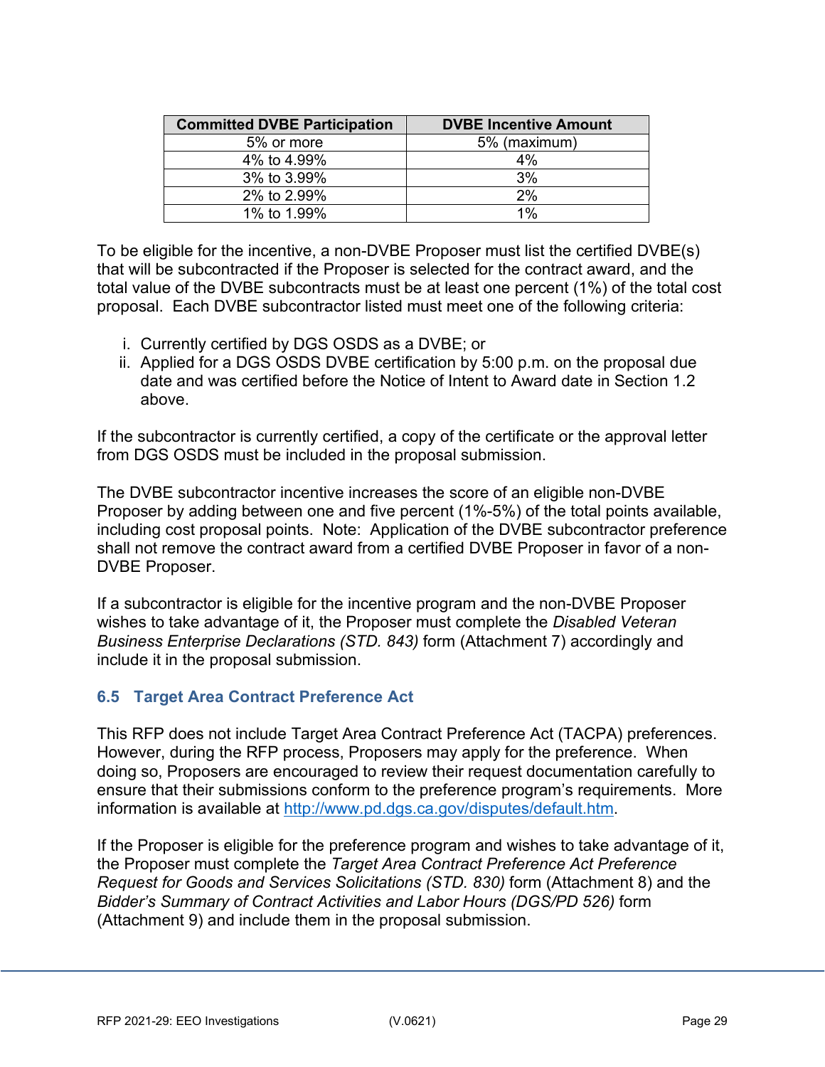| Committed DVBE Participation | DVBE Incentive Amount |
|---|---|
| 5% or more | 5% (maximum) |
| 4% to 4.99% | 4% |
| 3% to 3.99% | 3% |
| 2% to 2.99% | 2% |
| 1% to 1.99% | 1% |

To be eligible for the incentive, a non-DVBE Proposer must list the certified DVBE(s) that will be subcontracted if the Proposer is selected for the contract award, and the total value of the DVBE subcontracts must be at least one percent (1%) of the total cost proposal. Each DVBE subcontractor listed must meet one of the following criteria:

i. Currently certified by DGS OSDS as a DVBE; or
ii. Applied for a DGS OSDS DVBE certification by 5:00 p.m. on the proposal due date and was certified before the Notice of Intent to Award date in Section 1.2 above.

If the subcontractor is currently certified, a copy of the certificate or the approval letter from DGS OSDS must be included in the proposal submission.

The DVBE subcontractor incentive increases the score of an eligible non-DVBE Proposer by adding between one and five percent (1%-5%) of the total points available, including cost proposal points. Note: Application of the DVBE subcontractor preference shall not remove the contract award from a certified DVBE Proposer in favor of a non-DVBE Proposer.

If a subcontractor is eligible for the incentive program and the non-DVBE Proposer wishes to take advantage of it, the Proposer must complete the *Disabled Veteran Business Enterprise Declarations (STD. 843)* form (Attachment 7) accordingly and include it in the proposal submission.

### 6.5 Target Area Contract Preference Act

This RFP does not include Target Area Contract Preference Act (TACPA) preferences. However, during the RFP process, Proposers may apply for the preference. When doing so, Proposers are encouraged to review their request documentation carefully to ensure that their submissions conform to the preference program's requirements. More information is available at [http://www.pd.dgs.ca.gov/disputes/default.htm](http://www.pd.dgs.ca.gov/disputes/default.htm).

If the Proposer is eligible for the preference program and wishes to take advantage of it, the Proposer must complete the *Target Area Contract Preference Act Preference Request for Goods and Services Solicitations (STD. 830)* form (Attachment 8) and the *Bidder's Summary of Contract Activities and Labor Hours (DGS/PD 526)* form (Attachment 9) and include them in the proposal submission.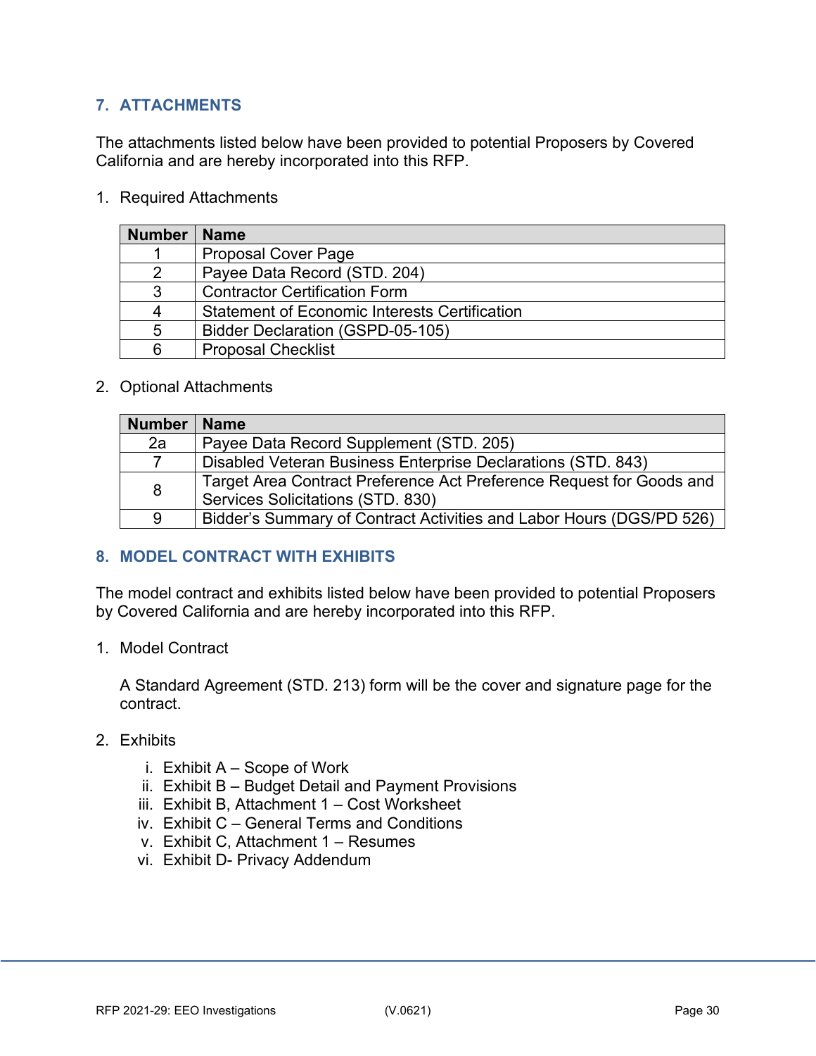## 7. ATTACHMENTS

The attachments listed below have been provided to potential Proposers by Covered California and are hereby incorporated into this RFP.

1. Required Attachments

| Number | Name |
|---|---|
| 1 | Proposal Cover Page |
| 2 | Payee Data Record (STD. 204) |
| 3 | Contractor Certification Form |
| 4 | Statement of Economic Interests Certification |
| 5 | Bidder Declaration (GSPD-05-105) |
| 6 | Proposal Checklist |

2. Optional Attachments

| Number | Name |
|---|---|
| 2a | Payee Data Record Supplement (STD. 205) |
| 7 | Disabled Veteran Business Enterprise Declarations (STD. 843) |
| 8 | Target Area Contract Preference Act Preference Request for Goods and Services Solicitations (STD. 830) |
| 9 | Bidder's Summary of Contract Activities and Labor Hours (DGS/PD 526) |

## 8. MODEL CONTRACT WITH EXHIBITS

The model contract and exhibits listed below have been provided to potential Proposers by Covered California and are hereby incorporated into this RFP.

1. Model Contract

   A Standard Agreement (STD. 213) form will be the cover and signature page for the contract.

2. Exhibits

   i. Exhibit A – Scope of Work
   ii. Exhibit B – Budget Detail and Payment Provisions
   iii. Exhibit B, Attachment 1 – Cost Worksheet
   iv. Exhibit C – General Terms and Conditions
   v. Exhibit C, Attachment 1 – Resumes
   vi. Exhibit D- Privacy Addendum